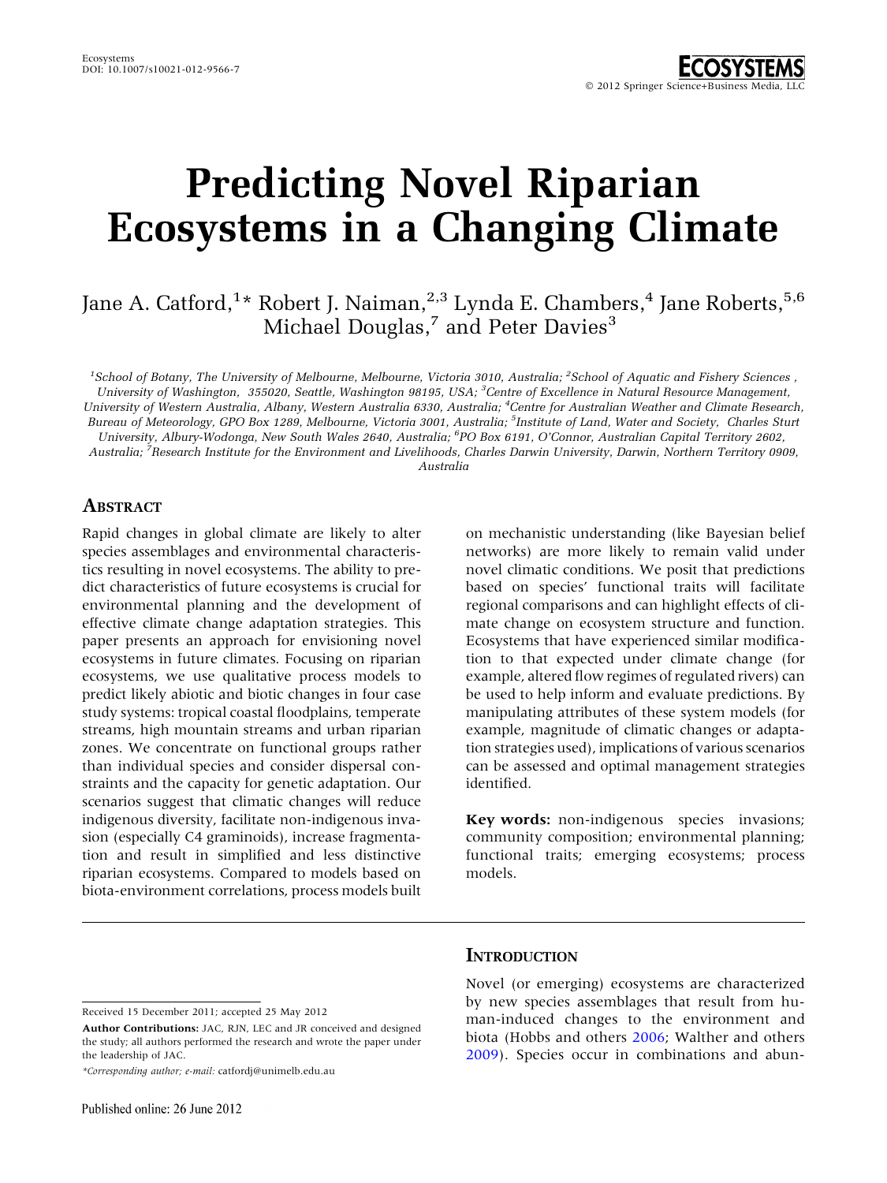# Predicting Novel Riparian Ecosystems in a Changing Climate

Jane A. Catford,[1]* Robert J. Naiman,[2,3] Lynda E. Chambers,[4] Jane Roberts,[5,6] Michael Douglas,[7] and Peter Davies[3]

[1]*School of Botany, The University of Melbourne, Melbourne, Victoria 3010, Australia;* [2]*School of Aquatic and Fishery Sciences, University of Washington, 355020, Seattle, Washington 98195, USA;* [3]*Centre of Excellence in Natural Resource Management, University of Western Australia, Albany, Western Australia 6330, Australia;* [4]*Centre for Australian Weather and Climate Research, Bureau of Meteorology, GPO Box 1289, Melbourne, Victoria 3001, Australia;* [5]*Institute of Land, Water and Society, Charles Sturt University, Albury-Wodonga, New South Wales 2640, Australia;* [6]*PO Box 6191, O'Connor, Australian Capital Territory 2602, Australia;* [7]*Research Institute for the Environment and Livelihoods, Charles Darwin University, Darwin, Northern Territory 0909, Australia*

## Abstract

Rapid changes in global climate are likely to alter species assemblages and environmental characteristics resulting in novel ecosystems. The ability to predict characteristics of future ecosystems is crucial for environmental planning and the development of effective climate change adaptation strategies. This paper presents an approach for envisioning novel ecosystems in future climates. Focusing on riparian ecosystems, we use qualitative process models to predict likely abiotic and biotic changes in four case study systems: tropical coastal floodplains, temperate streams, high mountain streams and urban riparian zones. We concentrate on functional groups rather than individual species and consider dispersal constraints and the capacity for genetic adaptation. Our scenarios suggest that climatic changes will reduce indigenous diversity, facilitate non-indigenous invasion (especially C4 graminoids), increase fragmentation and result in simplified and less distinctive riparian ecosystems. Compared to models based on biota-environment correlations, process models built on mechanistic understanding (like Bayesian belief networks) are more likely to remain valid under novel climatic conditions. We posit that predictions based on species' functional traits will facilitate regional comparisons and can highlight effects of climate change on ecosystem structure and function. Ecosystems that have experienced similar modification to that expected under climate change (for example, altered flow regimes of regulated rivers) can be used to help inform and evaluate predictions. By manipulating attributes of these system models (for example, magnitude of climatic changes or adaptation strategies used), implications of various scenarios can be assessed and optimal management strategies identified.

**Key words:** non-indigenous species invasions; community composition; environmental planning; functional traits; emerging ecosystems; process models.

Received 15 December 2011; accepted 25 May 2012

**Author Contributions:** JAC, RJN, LEC and JR conceived and designed the study; all authors performed the research and wrote the paper under the leadership of JAC.

*Corresponding author; e-mail: catfordj@unimelb.edu.au

## Introduction

Novel (or emerging) ecosystems are characterized by new species assemblages that result from human-induced changes to the environment and biota (Hobbs and others 2006; Walther and others 2009). Species occur in combinations and abun-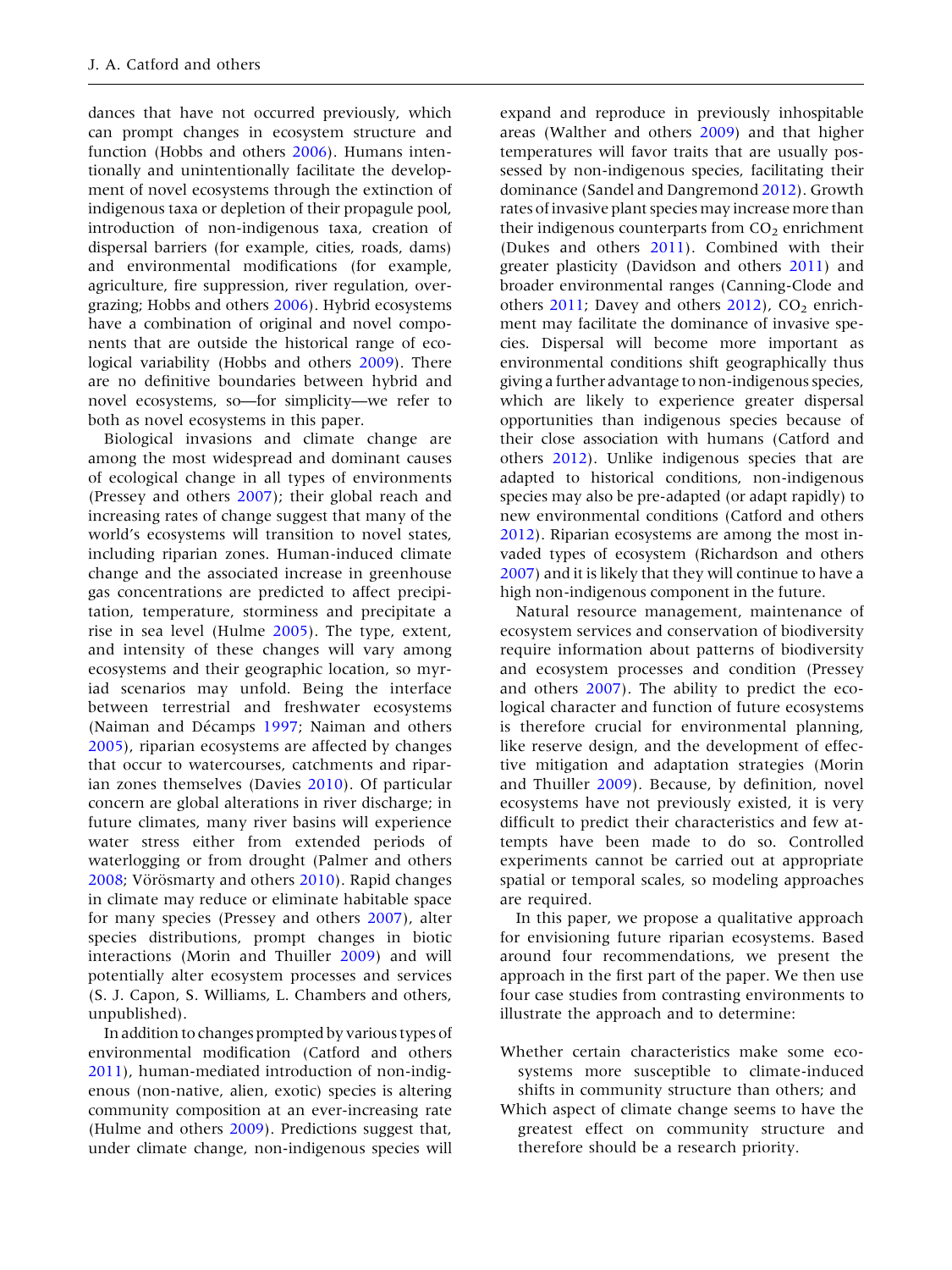dances that have not occurred previously, which can prompt changes in ecosystem structure and function (Hobbs and others 2006). Humans intentionally and unintentionally facilitate the development of novel ecosystems through the extinction of indigenous taxa or depletion of their propagule pool, introduction of non-indigenous taxa, creation of dispersal barriers (for example, cities, roads, dams) and environmental modifications (for example, agriculture, fire suppression, river regulation, overgrazing; Hobbs and others 2006). Hybrid ecosystems have a combination of original and novel components that are outside the historical range of ecological variability (Hobbs and others 2009). There are no definitive boundaries between hybrid and novel ecosystems, so—for simplicity—we refer to both as novel ecosystems in this paper.

Biological invasions and climate change are among the most widespread and dominant causes of ecological change in all types of environments (Pressey and others 2007); their global reach and increasing rates of change suggest that many of the world's ecosystems will transition to novel states, including riparian zones. Human-induced climate change and the associated increase in greenhouse gas concentrations are predicted to affect precipitation, temperature, storminess and precipitate a rise in sea level (Hulme 2005). The type, extent, and intensity of these changes will vary among ecosystems and their geographic location, so myriad scenarios may unfold. Being the interface between terrestrial and freshwater ecosystems (Naiman and Décamps 1997; Naiman and others 2005), riparian ecosystems are affected by changes that occur to watercourses, catchments and riparian zones themselves (Davies 2010). Of particular concern are global alterations in river discharge; in future climates, many river basins will experience water stress either from extended periods of waterlogging or from drought (Palmer and others 2008; Vörösmarty and others 2010). Rapid changes in climate may reduce or eliminate habitable space for many species (Pressey and others 2007), alter species distributions, prompt changes in biotic interactions (Morin and Thuiller 2009) and will potentially alter ecosystem processes and services (S. J. Capon, S. Williams, L. Chambers and others, unpublished).

In addition to changes prompted by various types of environmental modification (Catford and others 2011), human-mediated introduction of non-indigenous (non-native, alien, exotic) species is altering community composition at an ever-increasing rate (Hulme and others 2009). Predictions suggest that, under climate change, non-indigenous species will expand and reproduce in previously inhospitable areas (Walther and others 2009) and that higher temperatures will favor traits that are usually possessed by non-indigenous species, facilitating their dominance (Sandel and Dangremond 2012). Growth rates of invasive plant species may increase more than their indigenous counterparts from $CO_2$ enrichment (Dukes and others 2011). Combined with their greater plasticity (Davidson and others 2011) and broader environmental ranges (Canning-Clode and others 2011; Davey and others 2012), $CO_2$ enrichment may facilitate the dominance of invasive species. Dispersal will become more important as environmental conditions shift geographically thus giving a further advantage to non-indigenous species, which are likely to experience greater dispersal opportunities than indigenous species because of their close association with humans (Catford and others 2012). Unlike indigenous species that are adapted to historical conditions, non-indigenous species may also be pre-adapted (or adapt rapidly) to new environmental conditions (Catford and others 2012). Riparian ecosystems are among the most invaded types of ecosystem (Richardson and others 2007) and it is likely that they will continue to have a high non-indigenous component in the future.

Natural resource management, maintenance of ecosystem services and conservation of biodiversity require information about patterns of biodiversity and ecosystem processes and condition (Pressey and others 2007). The ability to predict the ecological character and function of future ecosystems is therefore crucial for environmental planning, like reserve design, and the development of effective mitigation and adaptation strategies (Morin and Thuiller 2009). Because, by definition, novel ecosystems have not previously existed, it is very difficult to predict their characteristics and few attempts have been made to do so. Controlled experiments cannot be carried out at appropriate spatial or temporal scales, so modeling approaches are required.

In this paper, we propose a qualitative approach for envisioning future riparian ecosystems. Based around four recommendations, we present the approach in the first part of the paper. We then use four case studies from contrasting environments to illustrate the approach and to determine:

- Whether certain characteristics make some ecosystems more susceptible to climate-induced shifts in community structure than others; and
- Which aspect of climate change seems to have the greatest effect on community structure and therefore should be a research priority.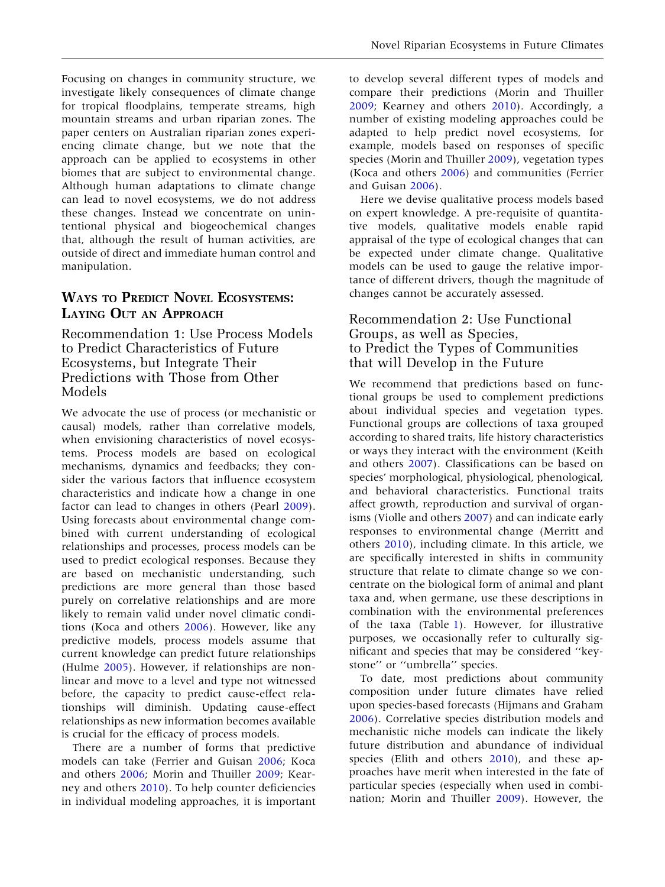Focusing on changes in community structure, we investigate likely consequences of climate change for tropical floodplains, temperate streams, high mountain streams and urban riparian zones. The paper centers on Australian riparian zones experiencing climate change, but we note that the approach can be applied to ecosystems in other biomes that are subject to environmental change. Although human adaptations to climate change can lead to novel ecosystems, we do not address these changes. Instead we concentrate on unintentional physical and biogeochemical changes that, although the result of human activities, are outside of direct and immediate human control and manipulation.

## Ways to Predict Novel Ecosystems: Laying Out an Approach

### Recommendation 1: Use Process Models to Predict Characteristics of Future Ecosystems, but Integrate Their Predictions with Those from Other Models

We advocate the use of process (or mechanistic or causal) models, rather than correlative models, when envisioning characteristics of novel ecosystems. Process models are based on ecological mechanisms, dynamics and feedbacks; they consider the various factors that influence ecosystem characteristics and indicate how a change in one factor can lead to changes in others (Pearl 2009). Using forecasts about environmental change combined with current understanding of ecological relationships and processes, process models can be used to predict ecological responses. Because they are based on mechanistic understanding, such predictions are more general than those based purely on correlative relationships and are more likely to remain valid under novel climatic conditions (Koca and others 2006). However, like any predictive models, process models assume that current knowledge can predict future relationships (Hulme 2005). However, if relationships are non-linear and move to a level and type not witnessed before, the capacity to predict cause-effect relationships will diminish. Updating cause-effect relationships as new information becomes available is crucial for the efficacy of process models.

There are a number of forms that predictive models can take (Ferrier and Guisan 2006; Koca and others 2006; Morin and Thuiller 2009; Kearney and others 2010). To help counter deficiencies in individual modeling approaches, it is important to develop several different types of models and compare their predictions (Morin and Thuiller 2009; Kearney and others 2010). Accordingly, a number of existing modeling approaches could be adapted to help predict novel ecosystems, for example, models based on responses of specific species (Morin and Thuiller 2009), vegetation types (Koca and others 2006) and communities (Ferrier and Guisan 2006).

Here we devise qualitative process models based on expert knowledge. A pre-requisite of quantitative models, qualitative models enable rapid appraisal of the type of ecological changes that can be expected under climate change. Qualitative models can be used to gauge the relative importance of different drivers, though the magnitude of changes cannot be accurately assessed.

### Recommendation 2: Use Functional Groups, as well as Species, to Predict the Types of Communities that will Develop in the Future

We recommend that predictions based on functional groups be used to complement predictions about individual species and vegetation types. Functional groups are collections of taxa grouped according to shared traits, life history characteristics or ways they interact with the environment (Keith and others 2007). Classifications can be based on species' morphological, physiological, phenological, and behavioral characteristics. Functional traits affect growth, reproduction and survival of organisms (Violle and others 2007) and can indicate early responses to environmental change (Merritt and others 2010), including climate. In this article, we are specifically interested in shifts in community structure that relate to climate change so we concentrate on the biological form of animal and plant taxa and, when germane, use these descriptions in combination with the environmental preferences of the taxa (Table 1). However, for illustrative purposes, we occasionally refer to culturally significant and species that may be considered ''keystone'' or ''umbrella'' species.

To date, most predictions about community composition under future climates have relied upon species-based forecasts (Hijmans and Graham 2006). Correlative species distribution models and mechanistic niche models can indicate the likely future distribution and abundance of individual species (Elith and others 2010), and these approaches have merit when interested in the fate of particular species (especially when used in combination; Morin and Thuiller 2009). However, the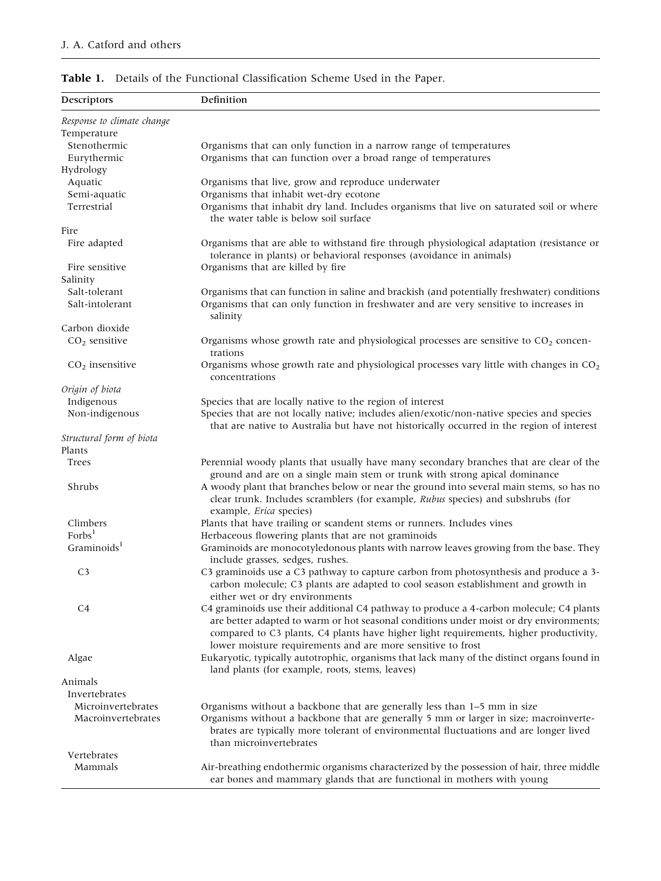**Table 1.** Details of the Functional Classification Scheme Used in the Paper.

| Descriptors | Definition |
|---|---|
| *Response to climate change* | |
| Temperature | |
| Stenothermic | Organisms that can only function in a narrow range of temperatures |
| Eurythermic | Organisms that can function over a broad range of temperatures |
| Hydrology | |
| Aquatic | Organisms that live, grow and reproduce underwater |
| Semi-aquatic | Organisms that inhabit wet-dry ecotone |
| Terrestrial | Organisms that inhabit dry land. Includes organisms that live on saturated soil or where the water table is below soil surface |
| Fire | |
| Fire adapted | Organisms that are able to withstand fire through physiological adaptation (resistance or tolerance in plants) or behavioral responses (avoidance in animals) |
| Fire sensitive | Organisms that are killed by fire |
| Salinity | |
| Salt-tolerant | Organisms that can function in saline and brackish (and potentially freshwater) conditions |
| Salt-intolerant | Organisms that can only function in freshwater and are very sensitive to increases in salinity |
| Carbon dioxide | |
| $CO_2$ sensitive | Organisms whose growth rate and physiological processes are sensitive to $CO_2$ concentrations |
| $CO_2$ insensitive | Organisms whose growth rate and physiological processes vary little with changes in $CO_2$ concentrations |
| *Origin of biota* | |
| Indigenous | Species that are locally native to the region of interest |
| Non-indigenous | Species that are not locally native; includes alien/exotic/non-native species and species that are native to Australia but have not historically occurred in the region of interest |
| *Structural form of biota* | |
| Plants | |
| Trees | Perennial woody plants that usually have many secondary branches that are clear of the ground and are on a single main stem or trunk with strong apical dominance |
| Shrubs | A woody plant that branches below or near the ground into several main stems, so has no clear trunk. Includes scramblers (for example, *Rubus* species) and subshrubs (for example, *Erica* species) |
| Climbers | Plants that have trailing or scandent stems or runners. Includes vines |
| Forbs[1] | Herbaceous flowering plants that are not graminoids |
| Graminoids[1] | Graminoids are monocotyledonous plants with narrow leaves growing from the base. They include grasses, sedges, rushes. |
| C3 | C3 graminoids use a C3 pathway to capture carbon from photosynthesis and produce a 3-carbon molecule; C3 plants are adapted to cool season establishment and growth in either wet or dry environments |
| C4 | C4 graminoids use their additional C4 pathway to produce a 4-carbon molecule; C4 plants are better adapted to warm or hot seasonal conditions under moist or dry environments; compared to C3 plants, C4 plants have higher light requirements, higher productivity, lower moisture requirements and are more sensitive to frost |
| Algae | Eukaryotic, typically autotrophic, organisms that lack many of the distinct organs found in land plants (for example, roots, stems, leaves) |
| Animals | |
| Invertebrates | |
| Microinvertebrates | Organisms without a backbone that are generally less than 1–5 mm in size |
| Macroinvertebrates | Organisms without a backbone that are generally 5 mm or larger in size; macroinvertebrates are typically more tolerant of environmental fluctuations and are longer lived than microinvertebrates |
| Vertebrates | |
| Mammals | Air-breathing endothermic organisms characterized by the possession of hair, three middle ear bones and mammary glands that are functional in mothers with young |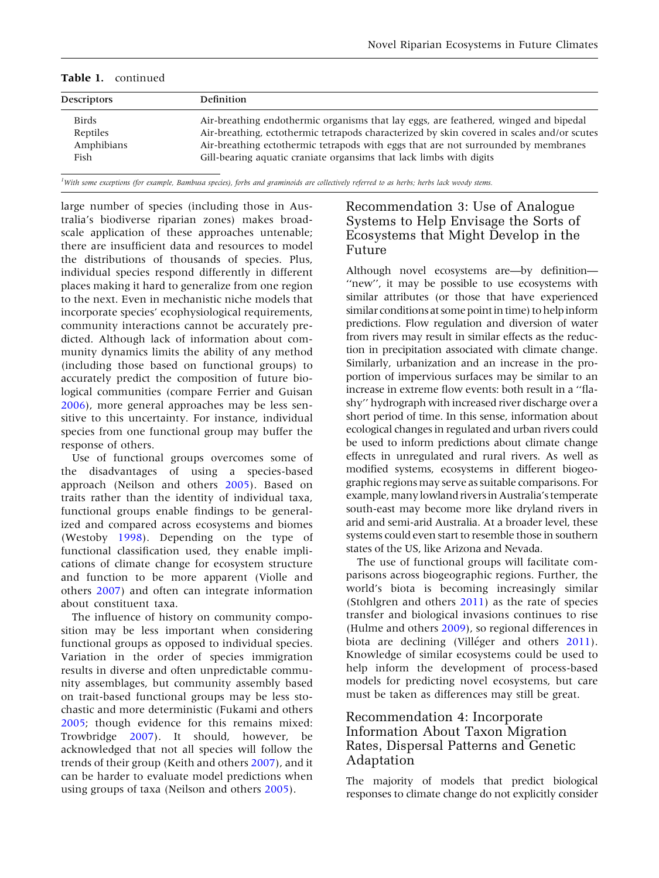**Table 1.** continued

| Descriptors | Definition |
|---|---|
| Birds | Air-breathing endothermic organisms that lay eggs, are feathered, winged and bipedal |
| Reptiles | Air-breathing, ectothermic tetrapods characterized by skin covered in scales and/or scutes |
| Amphibians | Air-breathing ectothermic tetrapods with eggs that are not surrounded by membranes |
| Fish | Gill-bearing aquatic craniate organsims that lack limbs with digits |

[1]*With some exceptions (for example, Bambusa species), forbs and graminoids are collectively referred to as herbs; herbs lack woody stems.*

large number of species (including those in Australia's biodiverse riparian zones) makes broad-scale application of these approaches untenable; there are insufficient data and resources to model the distributions of thousands of species. Plus, individual species respond differently in different places making it hard to generalize from one region to the next. Even in mechanistic niche models that incorporate species' ecophysiological requirements, community interactions cannot be accurately predicted. Although lack of information about community dynamics limits the ability of any method (including those based on functional groups) to accurately predict the composition of future biological communities (compare Ferrier and Guisan 2006), more general approaches may be less sensitive to this uncertainty. For instance, individual species from one functional group may buffer the response of others.

Use of functional groups overcomes some of the disadvantages of using a species-based approach (Neilson and others 2005). Based on traits rather than the identity of individual taxa, functional groups enable findings to be generalized and compared across ecosystems and biomes (Westoby 1998). Depending on the type of functional classification used, they enable implications of climate change for ecosystem structure and function to be more apparent (Violle and others 2007) and often can integrate information about constituent taxa.

The influence of history on community composition may be less important when considering functional groups as opposed to individual species. Variation in the order of species immigration results in diverse and often unpredictable community assemblages, but community assembly based on trait-based functional groups may be less stochastic and more deterministic (Fukami and others 2005; though evidence for this remains mixed: Trowbridge 2007). It should, however, be acknowledged that not all species will follow the trends of their group (Keith and others 2007), and it can be harder to evaluate model predictions when using groups of taxa (Neilson and others 2005).

## Recommendation 3: Use of Analogue Systems to Help Envisage the Sorts of Ecosystems that Might Develop in the Future

Although novel ecosystems are—by definition—''new'', it may be possible to use ecosystems with similar attributes (or those that have experienced similar conditions at some point in time) to help inform predictions. Flow regulation and diversion of water from rivers may result in similar effects as the reduction in precipitation associated with climate change. Similarly, urbanization and an increase in the proportion of impervious surfaces may be similar to an increase in extreme flow events: both result in a ''flashy'' hydrograph with increased river discharge over a short period of time. In this sense, information about ecological changes in regulated and urban rivers could be used to inform predictions about climate change effects in unregulated and rural rivers. As well as modified systems, ecosystems in different biogeographic regions may serve as suitable comparisons. For example, many lowland rivers in Australia's temperate south-east may become more like dryland rivers in arid and semi-arid Australia. At a broader level, these systems could even start to resemble those in southern states of the US, like Arizona and Nevada.

The use of functional groups will facilitate comparisons across biogeographic regions. Further, the world's biota is becoming increasingly similar (Stohlgren and others 2011) as the rate of species transfer and biological invasions continues to rise (Hulme and others 2009), so regional differences in biota are declining (Villéger and others 2011). Knowledge of similar ecosystems could be used to help inform the development of process-based models for predicting novel ecosystems, but care must be taken as differences may still be great.

## Recommendation 4: Incorporate Information About Taxon Migration Rates, Dispersal Patterns and Genetic Adaptation

The majority of models that predict biological responses to climate change do not explicitly consider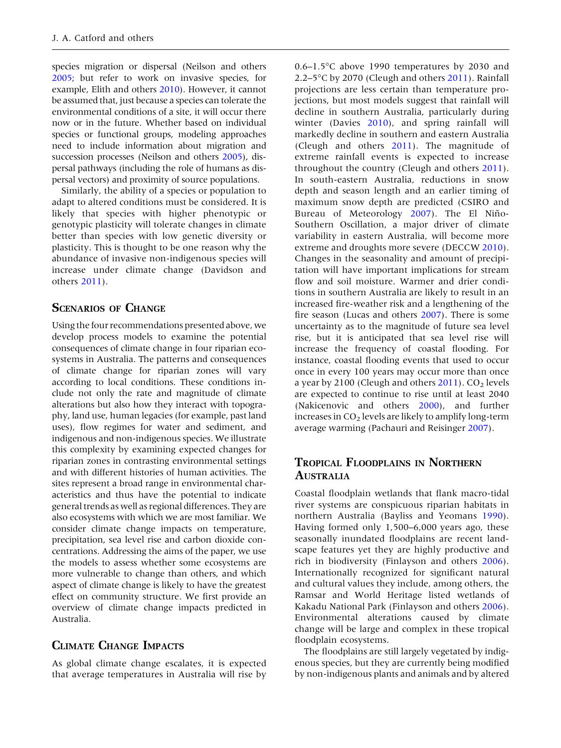species migration or dispersal (Neilson and others 2005; but refer to work on invasive species, for example, Elith and others 2010). However, it cannot be assumed that, just because a species can tolerate the environmental conditions of a site, it will occur there now or in the future. Whether based on individual species or functional groups, modeling approaches need to include information about migration and succession processes (Neilson and others 2005), dispersal pathways (including the role of humans as dispersal vectors) and proximity of source populations.

Similarly, the ability of a species or population to adapt to altered conditions must be considered. It is likely that species with higher phenotypic or genotypic plasticity will tolerate changes in climate better than species with low genetic diversity or plasticity. This is thought to be one reason why the abundance of invasive non-indigenous species will increase under climate change (Davidson and others 2011).

## Scenarios of Change

Using the four recommendations presented above, we develop process models to examine the potential consequences of climate change in four riparian ecosystems in Australia. The patterns and consequences of climate change for riparian zones will vary according to local conditions. These conditions include not only the rate and magnitude of climate alterations but also how they interact with topography, land use, human legacies (for example, past land uses), flow regimes for water and sediment, and indigenous and non-indigenous species. We illustrate this complexity by examining expected changes for riparian zones in contrasting environmental settings and with different histories of human activities. The sites represent a broad range in environmental characteristics and thus have the potential to indicate general trends as well as regional differences. They are also ecosystems with which we are most familiar. We consider climate change impacts on temperature, precipitation, sea level rise and carbon dioxide concentrations. Addressing the aims of the paper, we use the models to assess whether some ecosystems are more vulnerable to change than others, and which aspect of climate change is likely to have the greatest effect on community structure. We first provide an overview of climate change impacts predicted in Australia.

## Climate Change Impacts

As global climate change escalates, it is expected that average temperatures in Australia will rise by 0.6–1.5°C above 1990 temperatures by 2030 and 2.2–5°C by 2070 (Cleugh and others 2011). Rainfall projections are less certain than temperature projections, but most models suggest that rainfall will decline in southern Australia, particularly during winter (Davies 2010), and spring rainfall will markedly decline in southern and eastern Australia (Cleugh and others 2011). The magnitude of extreme rainfall events is expected to increase throughout the country (Cleugh and others 2011). In south-eastern Australia, reductions in snow depth and season length and an earlier timing of maximum snow depth are predicted (CSIRO and Bureau of Meteorology 2007). The El Niño-Southern Oscillation, a major driver of climate variability in eastern Australia, will become more extreme and droughts more severe (DECCW 2010). Changes in the seasonality and amount of precipitation will have important implications for stream flow and soil moisture. Warmer and drier conditions in southern Australia are likely to result in an increased fire-weather risk and a lengthening of the fire season (Lucas and others 2007). There is some uncertainty as to the magnitude of future sea level rise, but it is anticipated that sea level rise will increase the frequency of coastal flooding. For instance, coastal flooding events that used to occur once in every 100 years may occur more than once a year by 2100 (Cleugh and others 2011). $CO_2$ levels are expected to continue to rise until at least 2040 (Nakicenovic and others 2000), and further increases in $CO_2$ levels are likely to amplify long-term average warming (Pachauri and Reisinger 2007).

## Tropical Floodplains in Northern Australia

Coastal floodplain wetlands that flank macro-tidal river systems are conspicuous riparian habitats in northern Australia (Bayliss and Yeomans 1990). Having formed only 1,500–6,000 years ago, these seasonally inundated floodplains are recent landscape features yet they are highly productive and rich in biodiversity (Finlayson and others 2006). Internationally recognized for significant natural and cultural values they include, among others, the Ramsar and World Heritage listed wetlands of Kakadu National Park (Finlayson and others 2006). Environmental alterations caused by climate change will be large and complex in these tropical floodplain ecosystems.

The floodplains are still largely vegetated by indigenous species, but they are currently being modified by non-indigenous plants and animals and by altered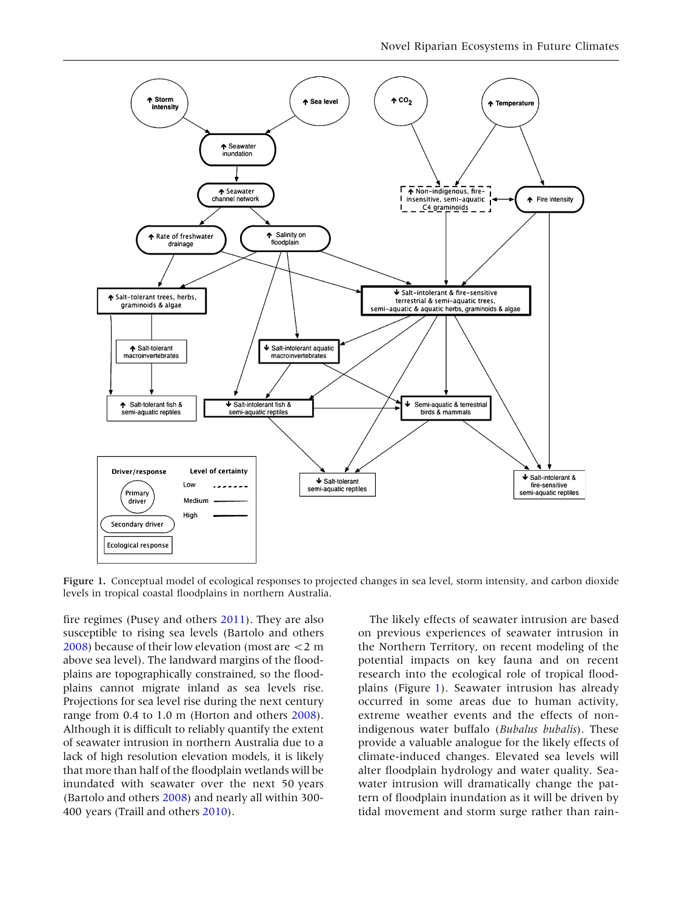Figure 1. Conceptual model of ecological responses to projected changes in sea level, storm intensity, and carbon dioxide levels in tropical coastal floodplains in northern Australia.

fire regimes (Pusey and others 2011). They are also susceptible to rising sea levels (Bartolo and others 2008) because of their low elevation (most are <2 m above sea level). The landward margins of the floodplains are topographically constrained, so the floodplains cannot migrate inland as sea levels rise. Projections for sea level rise during the next century range from 0.4 to 1.0 m (Horton and others 2008). Although it is difficult to reliably quantify the extent of seawater intrusion in northern Australia due to a lack of high resolution elevation models, it is likely that more than half of the floodplain wetlands will be inundated with seawater over the next 50 years (Bartolo and others 2008) and nearly all within 300-400 years (Traill and others 2010).

The likely effects of seawater intrusion are based on previous experiences of seawater intrusion in the Northern Territory, on recent modeling of the potential impacts on key fauna and on recent research into the ecological role of tropical floodplains (Figure 1). Seawater intrusion has already occurred in some areas due to human activity, extreme weather events and the effects of non-indigenous water buffalo (*Bubalus bubalis*). These provide a valuable analogue for the likely effects of climate-induced changes. Elevated sea levels will alter floodplain hydrology and water quality. Seawater intrusion will dramatically change the pattern of floodplain inundation as it will be driven by tidal movement and storm surge rather than rain-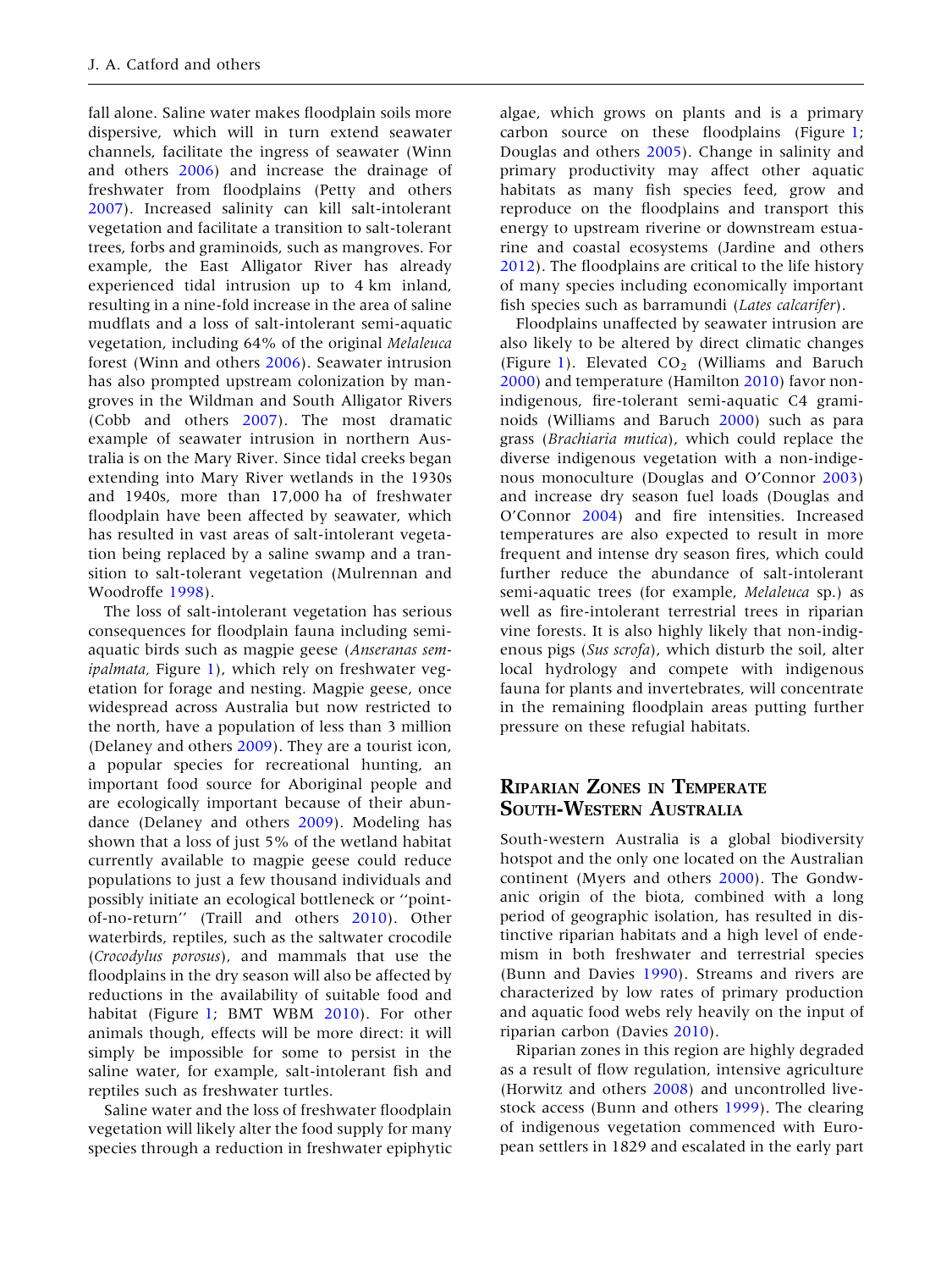fall alone. Saline water makes floodplain soils more dispersive, which will in turn extend seawater channels, facilitate the ingress of seawater (Winn and others 2006) and increase the drainage of freshwater from floodplains (Petty and others 2007). Increased salinity can kill salt-intolerant vegetation and facilitate a transition to salt-tolerant trees, forbs and graminoids, such as mangroves. For example, the East Alligator River has already experienced tidal intrusion up to 4 km inland, resulting in a nine-fold increase in the area of saline mudflats and a loss of salt-intolerant semi-aquatic vegetation, including 64% of the original *Melaleuca* forest (Winn and others 2006). Seawater intrusion has also prompted upstream colonization by mangroves in the Wildman and South Alligator Rivers (Cobb and others 2007). The most dramatic example of seawater intrusion in northern Australia is on the Mary River. Since tidal creeks began extending into Mary River wetlands in the 1930s and 1940s, more than 17,000 ha of freshwater floodplain have been affected by seawater, which has resulted in vast areas of salt-intolerant vegetation being replaced by a saline swamp and a transition to salt-tolerant vegetation (Mulrennan and Woodroffe 1998).

The loss of salt-intolerant vegetation has serious consequences for floodplain fauna including semi-aquatic birds such as magpie geese (*Anseranas semipalmata,* Figure 1), which rely on freshwater vegetation for forage and nesting. Magpie geese, once widespread across Australia but now restricted to the north, have a population of less than 3 million (Delaney and others 2009). They are a tourist icon, a popular species for recreational hunting, an important food source for Aboriginal people and are ecologically important because of their abundance (Delaney and others 2009). Modeling has shown that a loss of just 5% of the wetland habitat currently available to magpie geese could reduce populations to just a few thousand individuals and possibly initiate an ecological bottleneck or ''point-of-no-return'' (Traill and others 2010). Other waterbirds, reptiles, such as the saltwater crocodile (*Crocodylus porosus*), and mammals that use the floodplains in the dry season will also be affected by reductions in the availability of suitable food and habitat (Figure 1; BMT WBM 2010). For other animals though, effects will be more direct: it will simply be impossible for some to persist in the saline water, for example, salt-intolerant fish and reptiles such as freshwater turtles.

Saline water and the loss of freshwater floodplain vegetation will likely alter the food supply for many species through a reduction in freshwater epiphytic algae, which grows on plants and is a primary carbon source on these floodplains (Figure 1; Douglas and others 2005). Change in salinity and primary productivity may affect other aquatic habitats as many fish species feed, grow and reproduce on the floodplains and transport this energy to upstream riverine or downstream estuarine and coastal ecosystems (Jardine and others 2012). The floodplains are critical to the life history of many species including economically important fish species such as barramundi (*Lates calcarifer*).

Floodplains unaffected by seawater intrusion are also likely to be altered by direct climatic changes (Figure 1). Elevated $CO_2$ (Williams and Baruch 2000) and temperature (Hamilton 2010) favor non-indigenous, fire-tolerant semi-aquatic C4 graminoids (Williams and Baruch 2000) such as para grass (*Brachiaria mutica*), which could replace the diverse indigenous vegetation with a non-indigenous monoculture (Douglas and O'Connor 2003) and increase dry season fuel loads (Douglas and O'Connor 2004) and fire intensities. Increased temperatures are also expected to result in more frequent and intense dry season fires, which could further reduce the abundance of salt-intolerant semi-aquatic trees (for example, *Melaleuca* sp.) as well as fire-intolerant terrestrial trees in riparian vine forests. It is also highly likely that non-indigenous pigs (*Sus scrofa*), which disturb the soil, alter local hydrology and compete with indigenous fauna for plants and invertebrates, will concentrate in the remaining floodplain areas putting further pressure on these refugial habitats.

## Riparian Zones in Temperate South-Western Australia

South-western Australia is a global biodiversity hotspot and the only one located on the Australian continent (Myers and others 2000). The Gondwanic origin of the biota, combined with a long period of geographic isolation, has resulted in distinctive riparian habitats and a high level of endemism in both freshwater and terrestrial species (Bunn and Davies 1990). Streams and rivers are characterized by low rates of primary production and aquatic food webs rely heavily on the input of riparian carbon (Davies 2010).

Riparian zones in this region are highly degraded as a result of flow regulation, intensive agriculture (Horwitz and others 2008) and uncontrolled livestock access (Bunn and others 1999). The clearing of indigenous vegetation commenced with European settlers in 1829 and escalated in the early part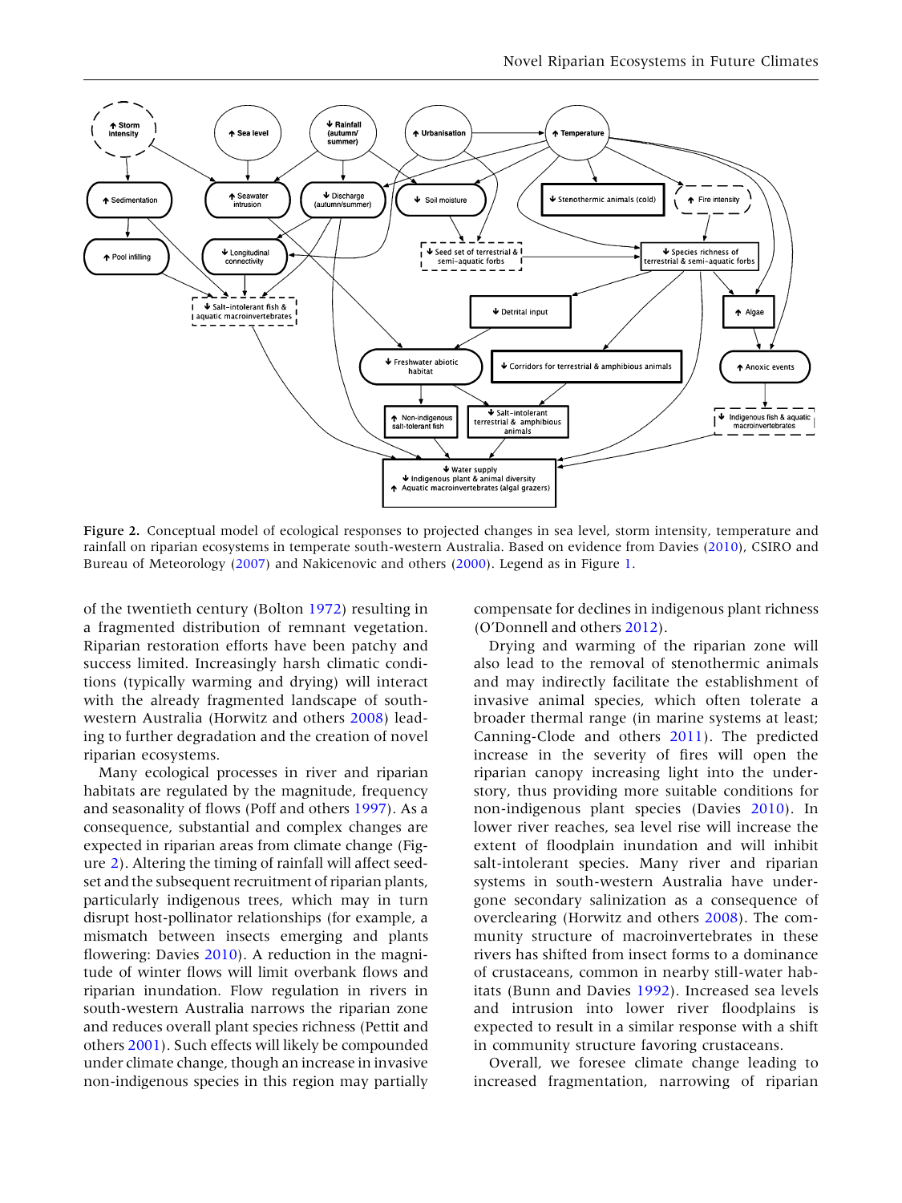Figure 2. Conceptual model of ecological responses to projected changes in sea level, storm intensity, temperature and rainfall on riparian ecosystems in temperate south-western Australia. Based on evidence from Davies (2010), CSIRO and Bureau of Meteorology (2007) and Nakicenovic and others (2000). Legend as in Figure 1.

of the twentieth century (Bolton 1972) resulting in a fragmented distribution of remnant vegetation. Riparian restoration efforts have been patchy and success limited. Increasingly harsh climatic conditions (typically warming and drying) will interact with the already fragmented landscape of south-western Australia (Horwitz and others 2008) leading to further degradation and the creation of novel riparian ecosystems.

Many ecological processes in river and riparian habitats are regulated by the magnitude, frequency and seasonality of flows (Poff and others 1997). As a consequence, substantial and complex changes are expected in riparian areas from climate change (Figure 2). Altering the timing of rainfall will affect seed-set and the subsequent recruitment of riparian plants, particularly indigenous trees, which may in turn disrupt host-pollinator relationships (for example, a mismatch between insects emerging and plants flowering: Davies 2010). A reduction in the magnitude of winter flows will limit overbank flows and riparian inundation. Flow regulation in rivers in south-western Australia narrows the riparian zone and reduces overall plant species richness (Pettit and others 2001). Such effects will likely be compounded under climate change, though an increase in invasive non-indigenous species in this region may partially compensate for declines in indigenous plant richness (O'Donnell and others 2012).

Drying and warming of the riparian zone will also lead to the removal of stenothermic animals and may indirectly facilitate the establishment of invasive animal species, which often tolerate a broader thermal range (in marine systems at least; Canning-Clode and others 2011). The predicted increase in the severity of fires will open the riparian canopy increasing light into the understory, thus providing more suitable conditions for non-indigenous plant species (Davies 2010). In lower river reaches, sea level rise will increase the extent of floodplain inundation and will inhibit salt-intolerant species. Many river and riparian systems in south-western Australia have undergone secondary salinization as a consequence of overclearing (Horwitz and others 2008). The community structure of macroinvertebrates in these rivers has shifted from insect forms to a dominance of crustaceans, common in nearby still-water habitats (Bunn and Davies 1992). Increased sea levels and intrusion into lower river floodplains is expected to result in a similar response with a shift in community structure favoring crustaceans.

Overall, we foresee climate change leading to increased fragmentation, narrowing of riparian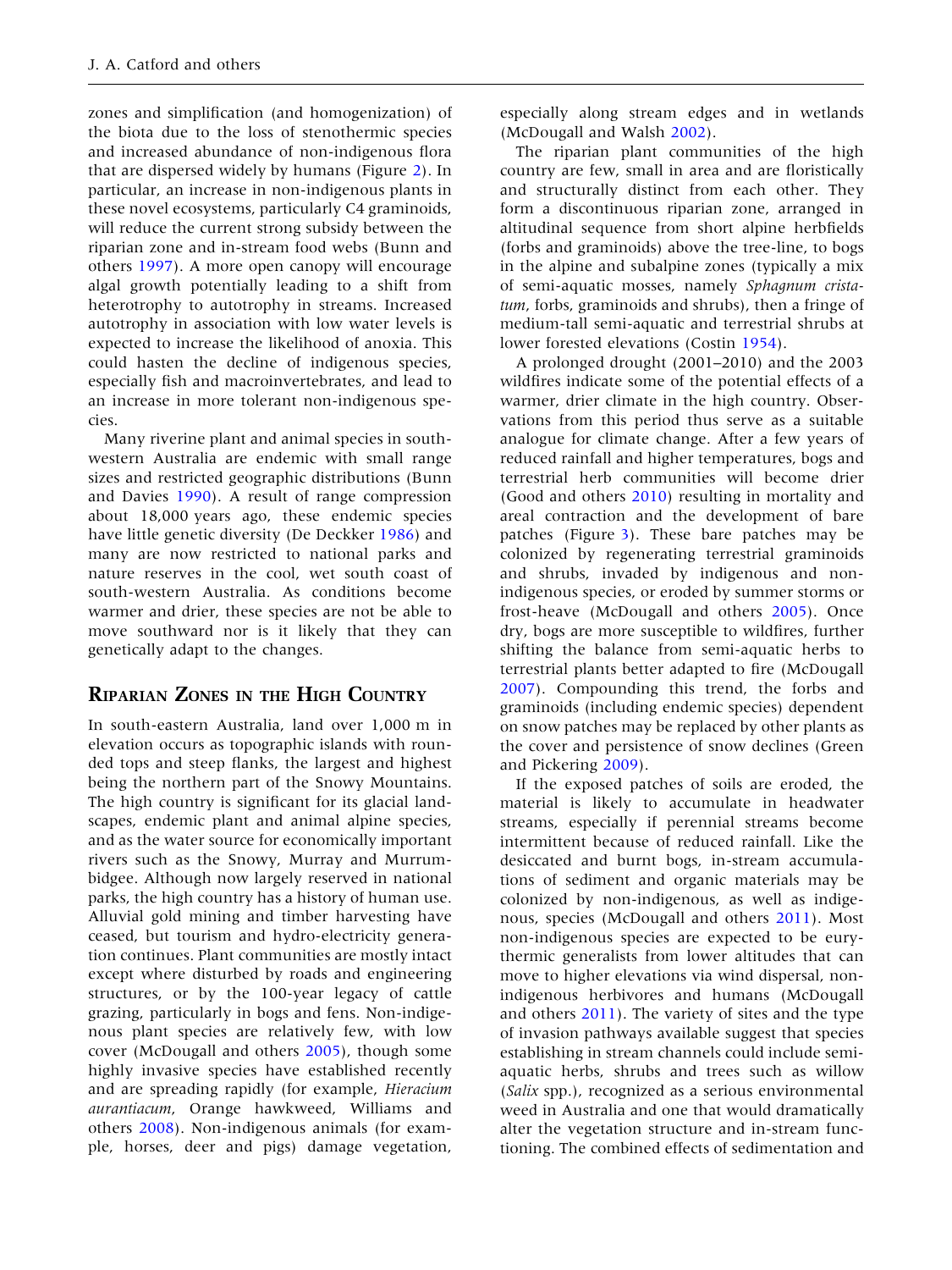zones and simplification (and homogenization) of the biota due to the loss of stenothermic species and increased abundance of non-indigenous flora that are dispersed widely by humans (Figure 2). In particular, an increase in non-indigenous plants in these novel ecosystems, particularly C4 graminoids, will reduce the current strong subsidy between the riparian zone and in-stream food webs (Bunn and others 1997). A more open canopy will encourage algal growth potentially leading to a shift from heterotrophy to autotrophy in streams. Increased autotrophy in association with low water levels is expected to increase the likelihood of anoxia. This could hasten the decline of indigenous species, especially fish and macroinvertebrates, and lead to an increase in more tolerant non-indigenous species.

Many riverine plant and animal species in south-western Australia are endemic with small range sizes and restricted geographic distributions (Bunn and Davies 1990). A result of range compression about 18,000 years ago, these endemic species have little genetic diversity (De Deckker 1986) and many are now restricted to national parks and nature reserves in the cool, wet south coast of south-western Australia. As conditions become warmer and drier, these species are not be able to move southward nor is it likely that they can genetically adapt to the changes.

## Riparian Zones in the High Country

In south-eastern Australia, land over 1,000 m in elevation occurs as topographic islands with rounded tops and steep flanks, the largest and highest being the northern part of the Snowy Mountains. The high country is significant for its glacial landscapes, endemic plant and animal alpine species, and as the water source for economically important rivers such as the Snowy, Murray and Murrumbidgee. Although now largely reserved in national parks, the high country has a history of human use. Alluvial gold mining and timber harvesting have ceased, but tourism and hydro-electricity generation continues. Plant communities are mostly intact except where disturbed by roads and engineering structures, or by the 100-year legacy of cattle grazing, particularly in bogs and fens. Non-indigenous plant species are relatively few, with low cover (McDougall and others 2005), though some highly invasive species have established recently and are spreading rapidly (for example, *Hieracium aurantiacum*, Orange hawkweed, Williams and others 2008). Non-indigenous animals (for example, horses, deer and pigs) damage vegetation, especially along stream edges and in wetlands (McDougall and Walsh 2002).

The riparian plant communities of the high country are few, small in area and are floristically and structurally distinct from each other. They form a discontinuous riparian zone, arranged in altitudinal sequence from short alpine herbfields (forbs and graminoids) above the tree-line, to bogs in the alpine and subalpine zones (typically a mix of semi-aquatic mosses, namely *Sphagnum cristatum*, forbs, graminoids and shrubs), then a fringe of medium-tall semi-aquatic and terrestrial shrubs at lower forested elevations (Costin 1954).

A prolonged drought (2001–2010) and the 2003 wildfires indicate some of the potential effects of a warmer, drier climate in the high country. Observations from this period thus serve as a suitable analogue for climate change. After a few years of reduced rainfall and higher temperatures, bogs and terrestrial herb communities will become drier (Good and others 2010) resulting in mortality and areal contraction and the development of bare patches (Figure 3). These bare patches may be colonized by regenerating terrestrial graminoids and shrubs, invaded by indigenous and non-indigenous species, or eroded by summer storms or frost-heave (McDougall and others 2005). Once dry, bogs are more susceptible to wildfires, further shifting the balance from semi-aquatic herbs to terrestrial plants better adapted to fire (McDougall 2007). Compounding this trend, the forbs and graminoids (including endemic species) dependent on snow patches may be replaced by other plants as the cover and persistence of snow declines (Green and Pickering 2009).

If the exposed patches of soils are eroded, the material is likely to accumulate in headwater streams, especially if perennial streams become intermittent because of reduced rainfall. Like the desiccated and burnt bogs, in-stream accumulations of sediment and organic materials may be colonized by non-indigenous, as well as indigenous, species (McDougall and others 2011). Most non-indigenous species are expected to be eurythermic generalists from lower altitudes that can move to higher elevations via wind dispersal, non-indigenous herbivores and humans (McDougall and others 2011). The variety of sites and the type of invasion pathways available suggest that species establishing in stream channels could include semi-aquatic herbs, shrubs and trees such as willow (*Salix* spp.), recognized as a serious environmental weed in Australia and one that would dramatically alter the vegetation structure and in-stream functioning. The combined effects of sedimentation and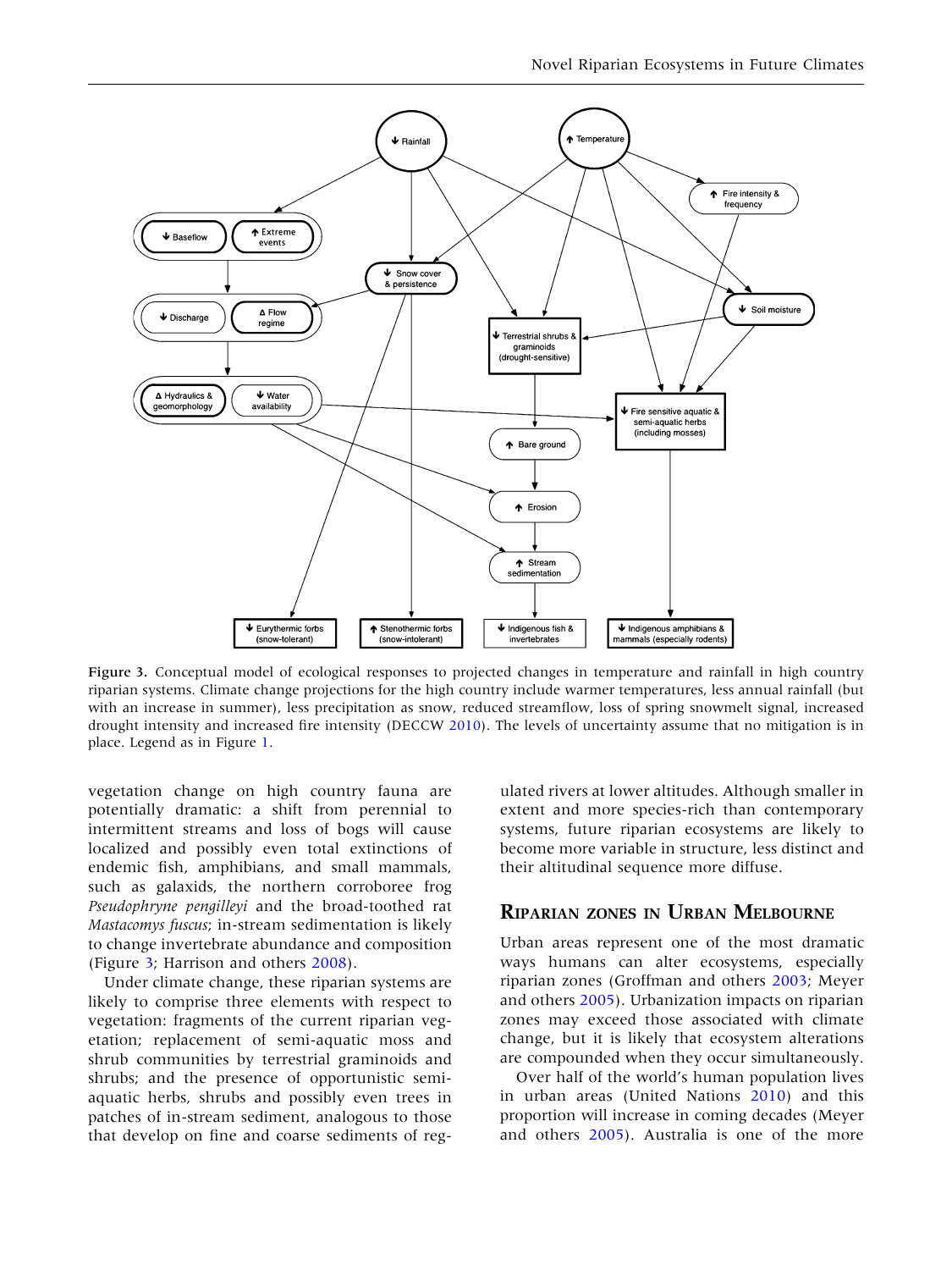**Figure 3.** Conceptual model of ecological responses to projected changes in temperature and rainfall in high country riparian systems. Climate change projections for the high country include warmer temperatures, less annual rainfall (but with an increase in summer), less precipitation as snow, reduced streamflow, loss of spring snowmelt signal, increased drought intensity and increased fire intensity (DECCW 2010). The levels of uncertainty assume that no mitigation is in place. Legend as in Figure 1.

vegetation change on high country fauna are potentially dramatic: a shift from perennial to intermittent streams and loss of bogs will cause localized and possibly even total extinctions of endemic fish, amphibians, and small mammals, such as galaxids, the northern corroboree frog *Pseudophryne pengilleyi* and the broad-toothed rat *Mastacomys fuscus*; in-stream sedimentation is likely to change invertebrate abundance and composition (Figure 3; Harrison and others 2008).

Under climate change, these riparian systems are likely to comprise three elements with respect to vegetation: fragments of the current riparian vegetation; replacement of semi-aquatic moss and shrub communities by terrestrial graminoids and shrubs; and the presence of opportunistic semi-aquatic herbs, shrubs and possibly even trees in patches of in-stream sediment, analogous to those that develop on fine and coarse sediments of regulated rivers at lower altitudes. Although smaller in extent and more species-rich than contemporary systems, future riparian ecosystems are likely to become more variable in structure, less distinct and their altitudinal sequence more diffuse.

## Riparian Zones in Urban Melbourne

Urban areas represent one of the most dramatic ways humans can alter ecosystems, especially riparian zones (Groffman and others 2003; Meyer and others 2005). Urbanization impacts on riparian zones may exceed those associated with climate change, but it is likely that ecosystem alterations are compounded when they occur simultaneously.

Over half of the world's human population lives in urban areas (United Nations 2010) and this proportion will increase in coming decades (Meyer and others 2005). Australia is one of the more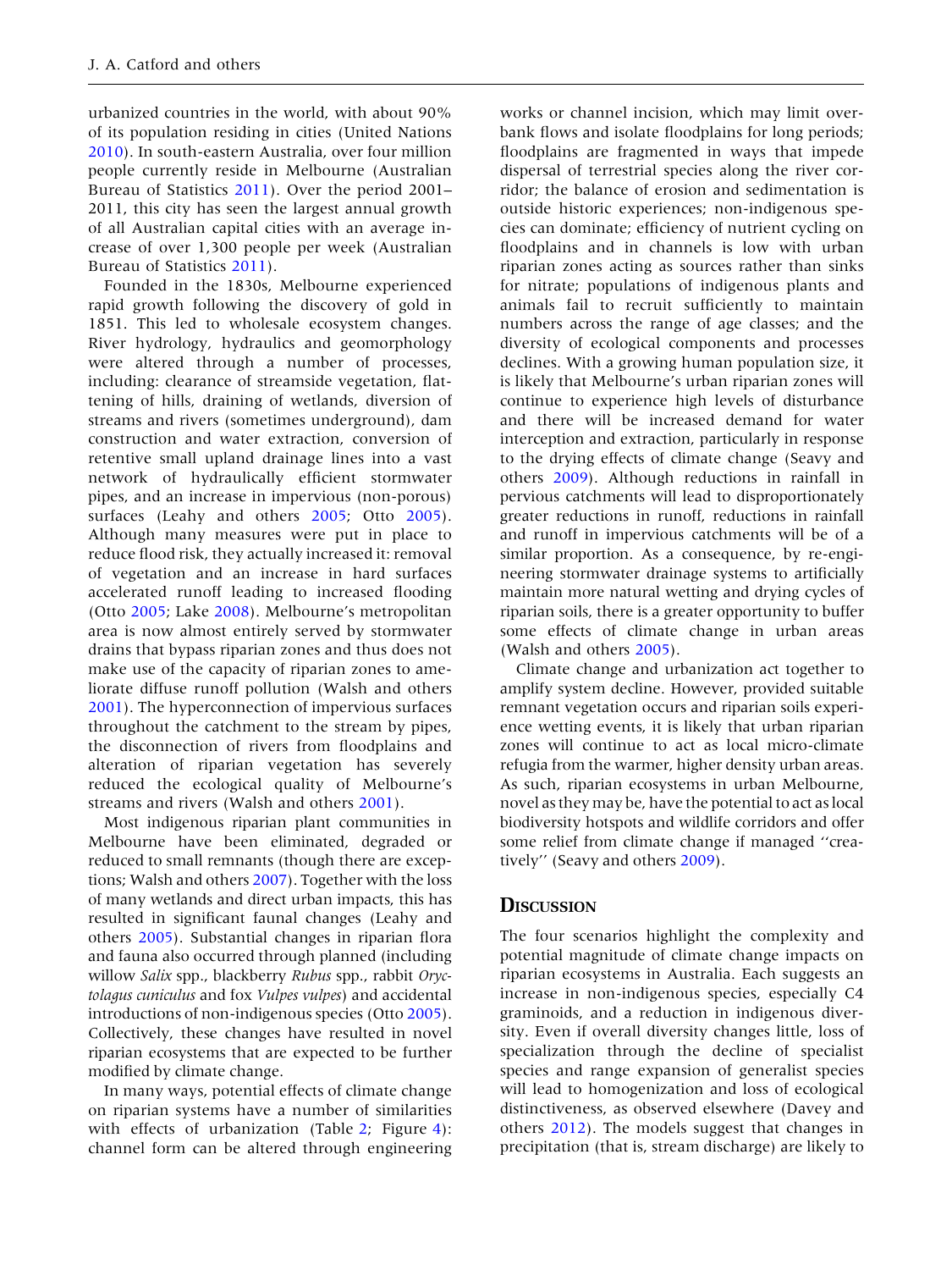urbanized countries in the world, with about 90% of its population residing in cities (United Nations 2010). In south-eastern Australia, over four million people currently reside in Melbourne (Australian Bureau of Statistics 2011). Over the period 2001–2011, this city has seen the largest annual growth of all Australian capital cities with an average increase of over 1,300 people per week (Australian Bureau of Statistics 2011).

Founded in the 1830s, Melbourne experienced rapid growth following the discovery of gold in 1851. This led to wholesale ecosystem changes. River hydrology, hydraulics and geomorphology were altered through a number of processes, including: clearance of streamside vegetation, flattening of hills, draining of wetlands, diversion of streams and rivers (sometimes underground), dam construction and water extraction, conversion of retentive small upland drainage lines into a vast network of hydraulically efficient stormwater pipes, and an increase in impervious (non-porous) surfaces (Leahy and others 2005; Otto 2005). Although many measures were put in place to reduce flood risk, they actually increased it: removal of vegetation and an increase in hard surfaces accelerated runoff leading to increased flooding (Otto 2005; Lake 2008). Melbourne's metropolitan area is now almost entirely served by stormwater drains that bypass riparian zones and thus does not make use of the capacity of riparian zones to ameliorate diffuse runoff pollution (Walsh and others 2001). The hyperconnection of impervious surfaces throughout the catchment to the stream by pipes, the disconnection of rivers from floodplains and alteration of riparian vegetation has severely reduced the ecological quality of Melbourne's streams and rivers (Walsh and others 2001).

Most indigenous riparian plant communities in Melbourne have been eliminated, degraded or reduced to small remnants (though there are exceptions; Walsh and others 2007). Together with the loss of many wetlands and direct urban impacts, this has resulted in significant faunal changes (Leahy and others 2005). Substantial changes in riparian flora and fauna also occurred through planned (including willow *Salix* spp., blackberry *Rubus* spp., rabbit *Oryctolagus cuniculus* and fox *Vulpes vulpes*) and accidental introductions of non-indigenous species (Otto 2005). Collectively, these changes have resulted in novel riparian ecosystems that are expected to be further modified by climate change.

In many ways, potential effects of climate change on riparian systems have a number of similarities with effects of urbanization (Table 2; Figure 4): channel form can be altered through engineering works or channel incision, which may limit overbank flows and isolate floodplains for long periods; floodplains are fragmented in ways that impede dispersal of terrestrial species along the river corridor; the balance of erosion and sedimentation is outside historic experiences; non-indigenous species can dominate; efficiency of nutrient cycling on floodplains and in channels is low with urban riparian zones acting as sources rather than sinks for nitrate; populations of indigenous plants and animals fail to recruit sufficiently to maintain numbers across the range of age classes; and the diversity of ecological components and processes declines. With a growing human population size, it is likely that Melbourne's urban riparian zones will continue to experience high levels of disturbance and there will be increased demand for water interception and extraction, particularly in response to the drying effects of climate change (Seavy and others 2009). Although reductions in rainfall in pervious catchments will lead to disproportionately greater reductions in runoff, reductions in rainfall and runoff in impervious catchments will be of a similar proportion. As a consequence, by re-engineering stormwater drainage systems to artificially maintain more natural wetting and drying cycles of riparian soils, there is a greater opportunity to buffer some effects of climate change in urban areas (Walsh and others 2005).

Climate change and urbanization act together to amplify system decline. However, provided suitable remnant vegetation occurs and riparian soils experience wetting events, it is likely that urban riparian zones will continue to act as local micro-climate refugia from the warmer, higher density urban areas. As such, riparian ecosystems in urban Melbourne, novel as they may be, have the potential to act as local biodiversity hotspots and wildlife corridors and offer some relief from climate change if managed "creatively" (Seavy and others 2009).

## Discussion

The four scenarios highlight the complexity and potential magnitude of climate change impacts on riparian ecosystems in Australia. Each suggests an increase in non-indigenous species, especially C4 graminoids, and a reduction in indigenous diversity. Even if overall diversity changes little, loss of specialization through the decline of specialist species and range expansion of generalist species will lead to homogenization and loss of ecological distinctiveness, as observed elsewhere (Davey and others 2012). The models suggest that changes in precipitation (that is, stream discharge) are likely to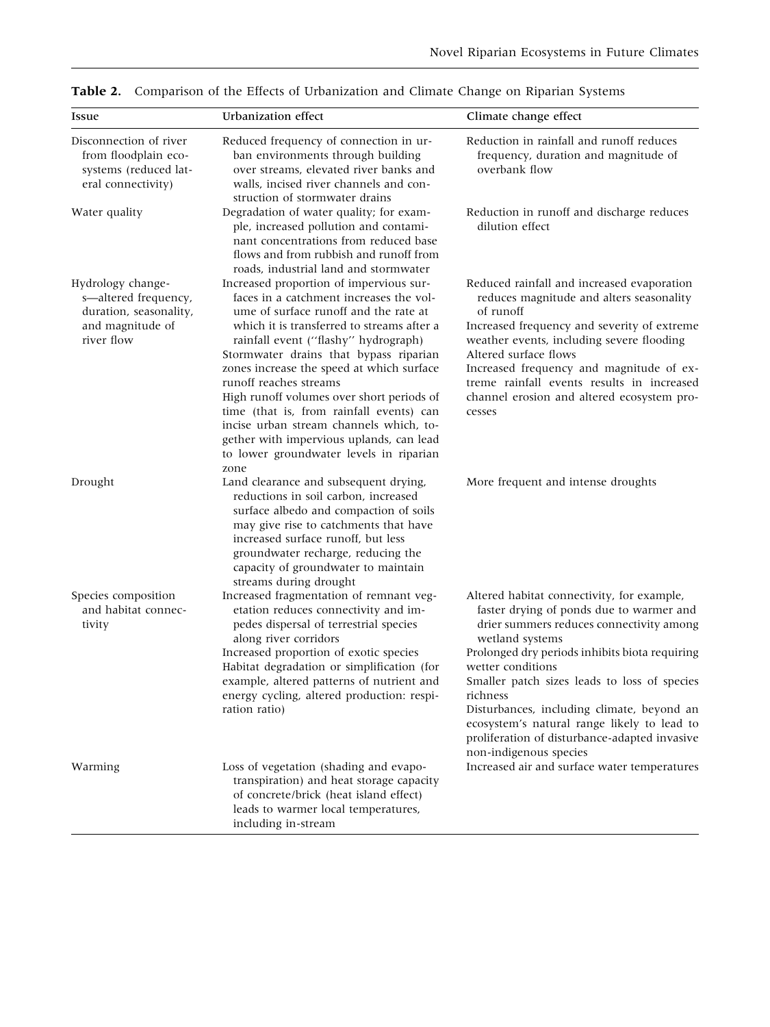**Table 2.** Comparison of the Effects of Urbanization and Climate Change on Riparian Systems

| Issue | Urbanization effect | Climate change effect |
|---|---|---|
| Disconnection of river from floodplain ecosystems (reduced lateral connectivity) | Reduced frequency of connection in urban environments through building over streams, elevated river banks and walls, incised river channels and construction of stormwater drains | Reduction in rainfall and runoff reduces frequency, duration and magnitude of overbank flow |
| Water quality | Degradation of water quality; for example, increased pollution and contaminant concentrations from reduced base flows and from rubbish and runoff from roads, industrial land and stormwater | Reduction in runoff and discharge reduces dilution effect |
| Hydrology changes—altered frequency, duration, seasonality, and magnitude of river flow | Increased proportion of impervious surfaces in a catchment increases the volume of surface runoff and the rate at which it is transferred to streams after a rainfall event ("flashy" hydrograph)<br>Stormwater drains that bypass riparian zones increase the speed at which surface runoff reaches streams<br>High runoff volumes over short periods of time (that is, from rainfall events) can incise urban stream channels which, together with impervious uplands, can lead to lower groundwater levels in riparian zone | Reduced rainfall and increased evaporation reduces magnitude and alters seasonality of runoff<br>Increased frequency and severity of extreme weather events, including severe flooding<br>Altered surface flows<br>Increased frequency and magnitude of extreme rainfall events results in increased channel erosion and altered ecosystem processes |
| Drought | Land clearance and subsequent drying, reductions in soil carbon, increased surface albedo and compaction of soils may give rise to catchments that have increased surface runoff, but less groundwater recharge, reducing the capacity of groundwater to maintain streams during drought | More frequent and intense droughts |
| Species composition and habitat connectivity | Increased fragmentation of remnant vegetation reduces connectivity and impedes dispersal of terrestrial species along river corridors<br>Increased proportion of exotic species<br>Habitat degradation or simplification (for example, altered patterns of nutrient and energy cycling, altered production: respiration ratio) | Altered habitat connectivity, for example, faster drying of ponds due to warmer and drier summers reduces connectivity among wetland systems<br>Prolonged dry periods inhibits biota requiring wetter conditions<br>Smaller patch sizes leads to loss of species richness<br>Disturbances, including climate, beyond an ecosystem's natural range likely to lead to proliferation of disturbance-adapted invasive non-indigenous species |
| Warming | Loss of vegetation (shading and evapotranspiration) and heat storage capacity of concrete/brick (heat island effect) leads to warmer local temperatures, including in-stream | Increased air and surface water temperatures |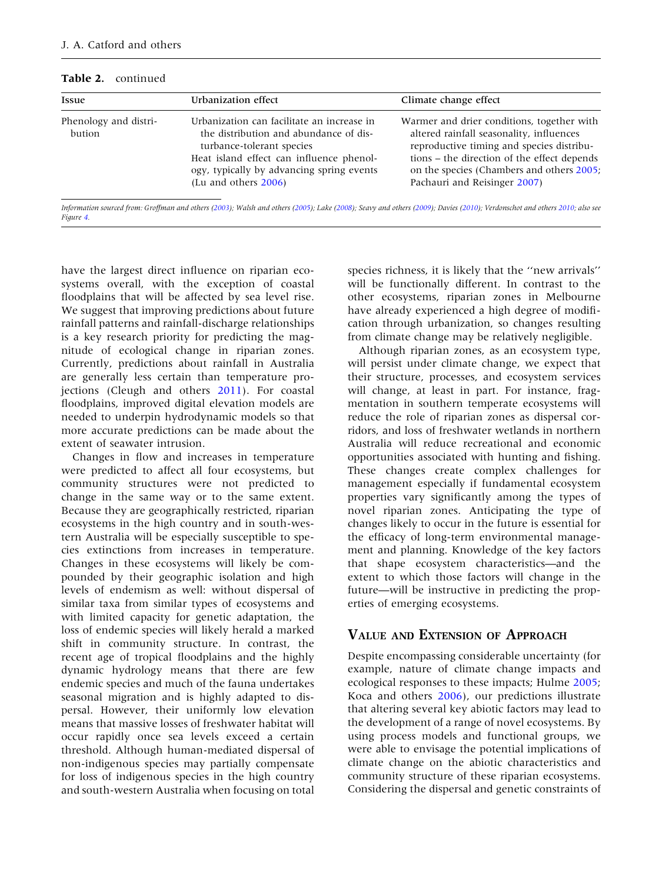**Table 2.** continued

| Issue | Urbanization effect | Climate change effect |
|---|---|---|
| Phenology and distribution | Urbanization can facilitate an increase in the distribution and abundance of disturbance-tolerant species<br>Heat island effect can influence phenology, typically by advancing spring events (Lu and others 2006) | Warmer and drier conditions, together with altered rainfall seasonality, influences reproductive timing and species distributions – the direction of the effect depends on the species (Chambers and others 2005; Pachauri and Reisinger 2007) |

*Information sourced from: Groffman and others (2003); Walsh and others (2005); Lake (2008); Seavy and others (2009); Davies (2010); Verdonschot and others 2010; also see Figure 4.*

have the largest direct influence on riparian ecosystems overall, with the exception of coastal floodplains that will be affected by sea level rise. We suggest that improving predictions about future rainfall patterns and rainfall-discharge relationships is a key research priority for predicting the magnitude of ecological change in riparian zones. Currently, predictions about rainfall in Australia are generally less certain than temperature projections (Cleugh and others 2011). For coastal floodplains, improved digital elevation models are needed to underpin hydrodynamic models so that more accurate predictions can be made about the extent of seawater intrusion.

Changes in flow and increases in temperature were predicted to affect all four ecosystems, but community structures were not predicted to change in the same way or to the same extent. Because they are geographically restricted, riparian ecosystems in the high country and in south-western Australia will be especially susceptible to species extinctions from increases in temperature. Changes in these ecosystems will likely be compounded by their geographic isolation and high levels of endemism as well: without dispersal of similar taxa from similar types of ecosystems and with limited capacity for genetic adaptation, the loss of endemic species will likely herald a marked shift in community structure. In contrast, the recent age of tropical floodplains and the highly dynamic hydrology means that there are few endemic species and much of the fauna undertakes seasonal migration and is highly adapted to dispersal. However, their uniformly low elevation means that massive losses of freshwater habitat will occur rapidly once sea levels exceed a certain threshold. Although human-mediated dispersal of non-indigenous species may partially compensate for loss of indigenous species in the high country and south-western Australia when focusing on total species richness, it is likely that the "new arrivals" will be functionally different. In contrast to the other ecosystems, riparian zones in Melbourne have already experienced a high degree of modification through urbanization, so changes resulting from climate change may be relatively negligible.

Although riparian zones, as an ecosystem type, will persist under climate change, we expect that their structure, processes, and ecosystem services will change, at least in part. For instance, fragmentation in southern temperate ecosystems will reduce the role of riparian zones as dispersal corridors, and loss of freshwater wetlands in northern Australia will reduce recreational and economic opportunities associated with hunting and fishing. These changes create complex challenges for management especially if fundamental ecosystem properties vary significantly among the types of novel riparian zones. Anticipating the type of changes likely to occur in the future is essential for the efficacy of long-term environmental management and planning. Knowledge of the key factors that shape ecosystem characteristics—and the extent to which those factors will change in the future—will be instructive in predicting the properties of emerging ecosystems.

## Value and Extension of Approach

Despite encompassing considerable uncertainty (for example, nature of climate change impacts and ecological responses to these impacts; Hulme 2005; Koca and others 2006), our predictions illustrate that altering several key abiotic factors may lead to the development of a range of novel ecosystems. By using process models and functional groups, we were able to envisage the potential implications of climate change on the abiotic characteristics and community structure of these riparian ecosystems. Considering the dispersal and genetic constraints of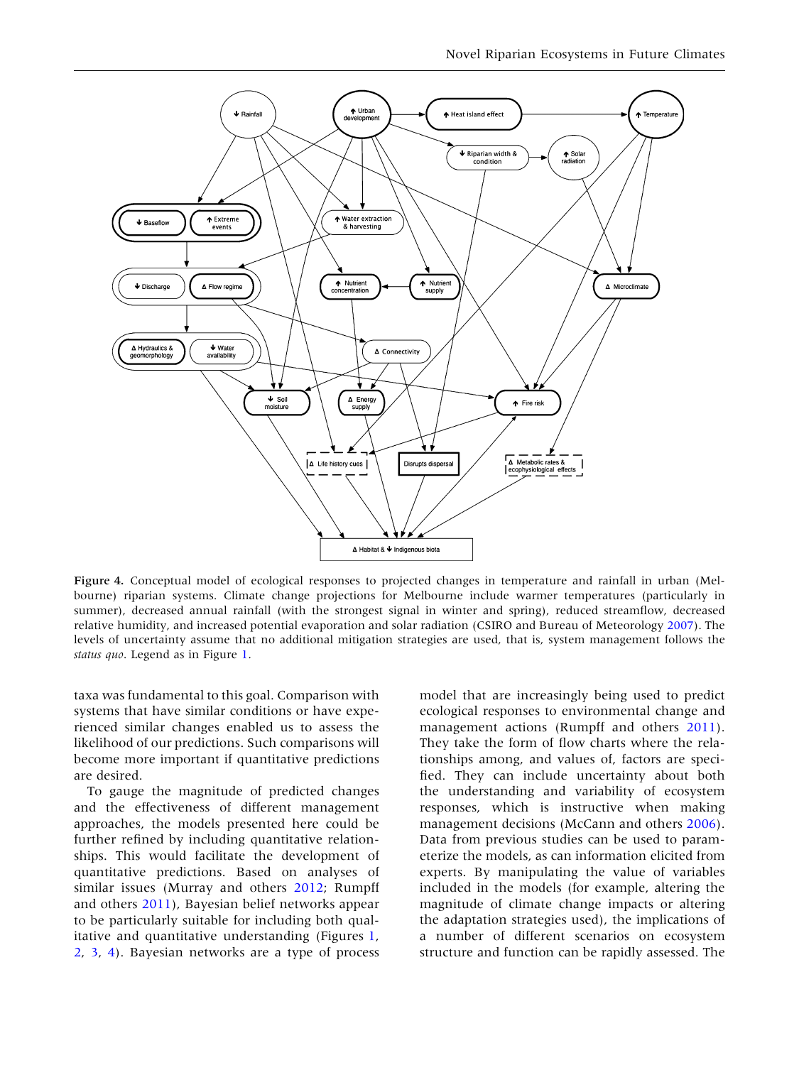Figure 4. Conceptual model of ecological responses to projected changes in temperature and rainfall in urban (Melbourne) riparian systems. Climate change projections for Melbourne include warmer temperatures (particularly in summer), decreased annual rainfall (with the strongest signal in winter and spring), reduced streamflow, decreased relative humidity, and increased potential evaporation and solar radiation (CSIRO and Bureau of Meteorology 2007). The levels of uncertainty assume that no additional mitigation strategies are used, that is, system management follows the *status quo*. Legend as in Figure 1.

taxa was fundamental to this goal. Comparison with systems that have similar conditions or have experienced similar changes enabled us to assess the likelihood of our predictions. Such comparisons will become more important if quantitative predictions are desired.

To gauge the magnitude of predicted changes and the effectiveness of different management approaches, the models presented here could be further refined by including quantitative relationships. This would facilitate the development of quantitative predictions. Based on analyses of similar issues (Murray and others 2012; Rumpff and others 2011), Bayesian belief networks appear to be particularly suitable for including both qualitative and quantitative understanding (Figures 1, 2, 3, 4). Bayesian networks are a type of process model that are increasingly being used to predict ecological responses to environmental change and management actions (Rumpff and others 2011). They take the form of flow charts where the relationships among, and values of, factors are specified. They can include uncertainty about both the understanding and variability of ecosystem responses, which is instructive when making management decisions (McCann and others 2006). Data from previous studies can be used to parameterize the models, as can information elicited from experts. By manipulating the value of variables included in the models (for example, altering the magnitude of climate change impacts or altering the adaptation strategies used), the implications of a number of different scenarios on ecosystem structure and function can be rapidly assessed. The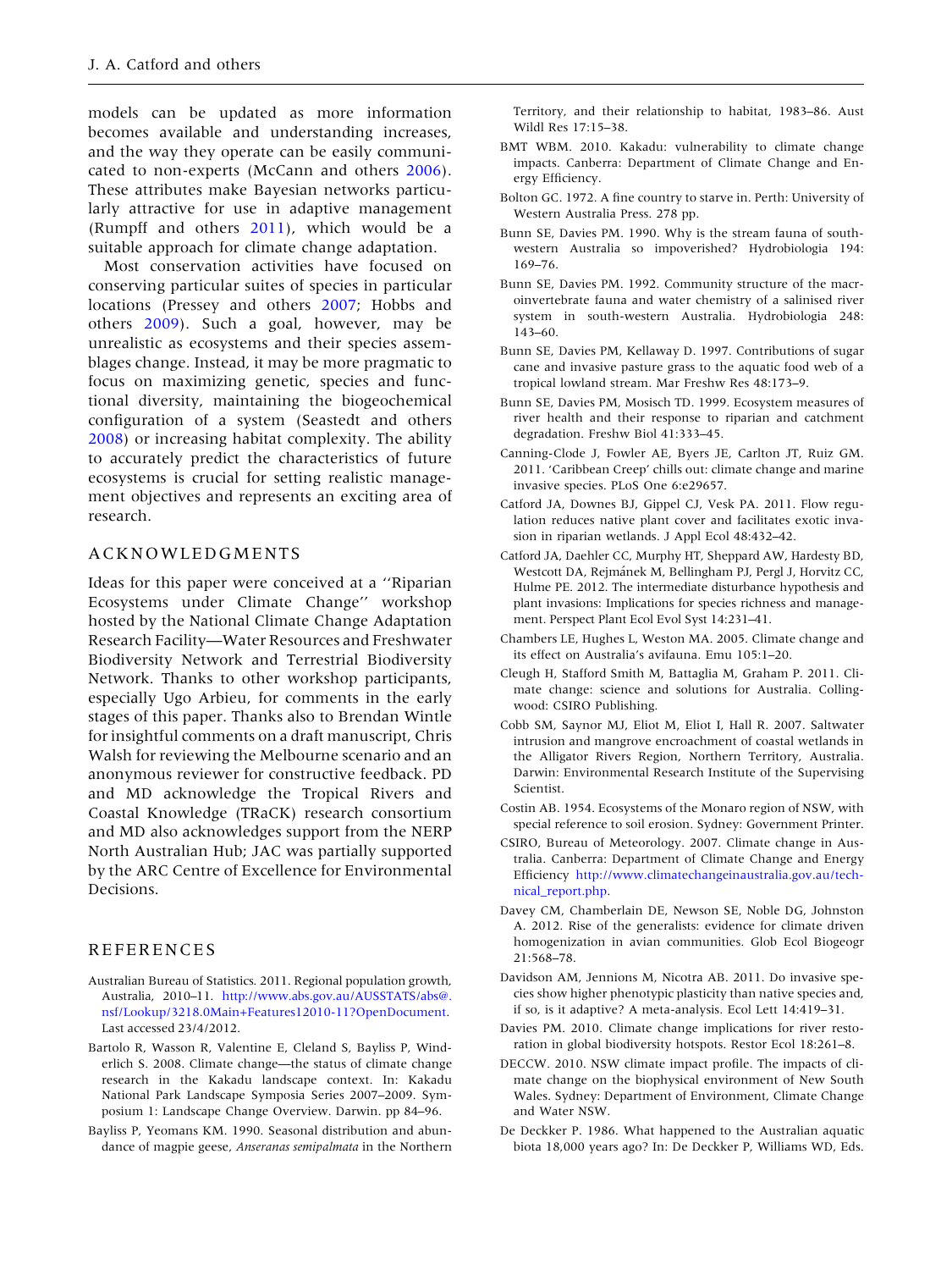models can be updated as more information becomes available and understanding increases, and the way they operate can be easily communicated to non-experts (McCann and others 2006). These attributes make Bayesian networks particularly attractive for use in adaptive management (Rumpff and others 2011), which would be a suitable approach for climate change adaptation.

Most conservation activities have focused on conserving particular suites of species in particular locations (Pressey and others 2007; Hobbs and others 2009). Such a goal, however, may be unrealistic as ecosystems and their species assemblages change. Instead, it may be more pragmatic to focus on maximizing genetic, species and functional diversity, maintaining the biogeochemical configuration of a system (Seastedt and others 2008) or increasing habitat complexity. The ability to accurately predict the characteristics of future ecosystems is crucial for setting realistic management objectives and represents an exciting area of research.

## ACKNOWLEDGMENTS

Ideas for this paper were conceived at a ''Riparian Ecosystems under Climate Change'' workshop hosted by the National Climate Change Adaptation Research Facility—Water Resources and Freshwater Biodiversity Network and Terrestrial Biodiversity Network. Thanks to other workshop participants, especially Ugo Arbieu, for comments in the early stages of this paper. Thanks also to Brendan Wintle for insightful comments on a draft manuscript, Chris Walsh for reviewing the Melbourne scenario and an anonymous reviewer for constructive feedback. PD and MD acknowledge the Tropical Rivers and Coastal Knowledge (TRaCK) research consortium and MD also acknowledges support from the NERP North Australian Hub; JAC was partially supported by the ARC Centre of Excellence for Environmental Decisions.

## REFERENCES

Australian Bureau of Statistics. 2011. Regional population growth, Australia, 2010–11. http://www.abs.gov.au/AUSSTATS/abs@.nsf/Lookup/3218.0Main+Features12010-11?OpenDocument. Last accessed 23/4/2012.

Bartolo R, Wasson R, Valentine E, Cleland S, Bayliss P, Winderlich S. 2008. Climate change—the status of climate change research in the Kakadu landscape context. In: Kakadu National Park Landscape Symposia Series 2007–2009. Symposium 1: Landscape Change Overview. Darwin. pp 84–96.

Bayliss P, Yeomans KM. 1990. Seasonal distribution and abundance of magpie geese, *Anseranas semipalmata* in the Northern Territory, and their relationship to habitat, 1983–86. Aust Wildl Res 17:15–38.

BMT WBM. 2010. Kakadu: vulnerability to climate change impacts. Canberra: Department of Climate Change and Energy Efficiency.

Bolton GC. 1972. A fine country to starve in. Perth: University of Western Australia Press. 278 pp.

Bunn SE, Davies PM. 1990. Why is the stream fauna of southwestern Australia so impoverished? Hydrobiologia 194: 169–76.

Bunn SE, Davies PM. 1992. Community structure of the macroinvertebrate fauna and water chemistry of a salinised river system in south-western Australia. Hydrobiologia 248: 143–60.

Bunn SE, Davies PM, Kellaway D. 1997. Contributions of sugar cane and invasive pasture grass to the aquatic food web of a tropical lowland stream. Mar Freshw Res 48:173–9.

Bunn SE, Davies PM, Mosisch TD. 1999. Ecosystem measures of river health and their response to riparian and catchment degradation. Freshw Biol 41:333–45.

Canning-Clode J, Fowler AE, Byers JE, Carlton JT, Ruiz GM. 2011. 'Caribbean Creep' chills out: climate change and marine invasive species. PLoS One 6:e29657.

Catford JA, Downes BJ, Gippel CJ, Vesk PA. 2011. Flow regulation reduces native plant cover and facilitates exotic invasion in riparian wetlands. J Appl Ecol 48:432–42.

Catford JA, Daehler CC, Murphy HT, Sheppard AW, Hardesty BD, Westcott DA, Rejmánek M, Bellingham PJ, Pergl J, Horvitz CC, Hulme PE. 2012. The intermediate disturbance hypothesis and plant invasions: Implications for species richness and management. Perspect Plant Ecol Evol Syst 14:231–41.

Chambers LE, Hughes L, Weston MA. 2005. Climate change and its effect on Australia's avifauna. Emu 105:1–20.

Cleugh H, Stafford Smith M, Battaglia M, Graham P. 2011. Climate change: science and solutions for Australia. Collingwood: CSIRO Publishing.

Cobb SM, Saynor MJ, Eliot M, Eliot I, Hall R. 2007. Saltwater intrusion and mangrove encroachment of coastal wetlands in the Alligator Rivers Region, Northern Territory, Australia. Darwin: Environmental Research Institute of the Supervising Scientist.

Costin AB. 1954. Ecosystems of the Monaro region of NSW, with special reference to soil erosion. Sydney: Government Printer.

CSIRO, Bureau of Meteorology. 2007. Climate change in Australia. Canberra: Department of Climate Change and Energy Efficiency http://www.climatechangeinaustralia.gov.au/technical_report.php.

Davey CM, Chamberlain DE, Newson SE, Noble DG, Johnston A. 2012. Rise of the generalists: evidence for climate driven homogenization in avian communities. Glob Ecol Biogeogr 21:568–78.

Davidson AM, Jennions M, Nicotra AB. 2011. Do invasive species show higher phenotypic plasticity than native species and, if so, is it adaptive? A meta-analysis. Ecol Lett 14:419–31.

Davies PM. 2010. Climate change implications for river restoration in global biodiversity hotspots. Restor Ecol 18:261–8.

DECCW. 2010. NSW climate impact profile. The impacts of climate change on the biophysical environment of New South Wales. Sydney: Department of Environment, Climate Change and Water NSW.

De Deckker P. 1986. What happened to the Australian aquatic biota 18,000 years ago? In: De Deckker P, Williams WD, Eds.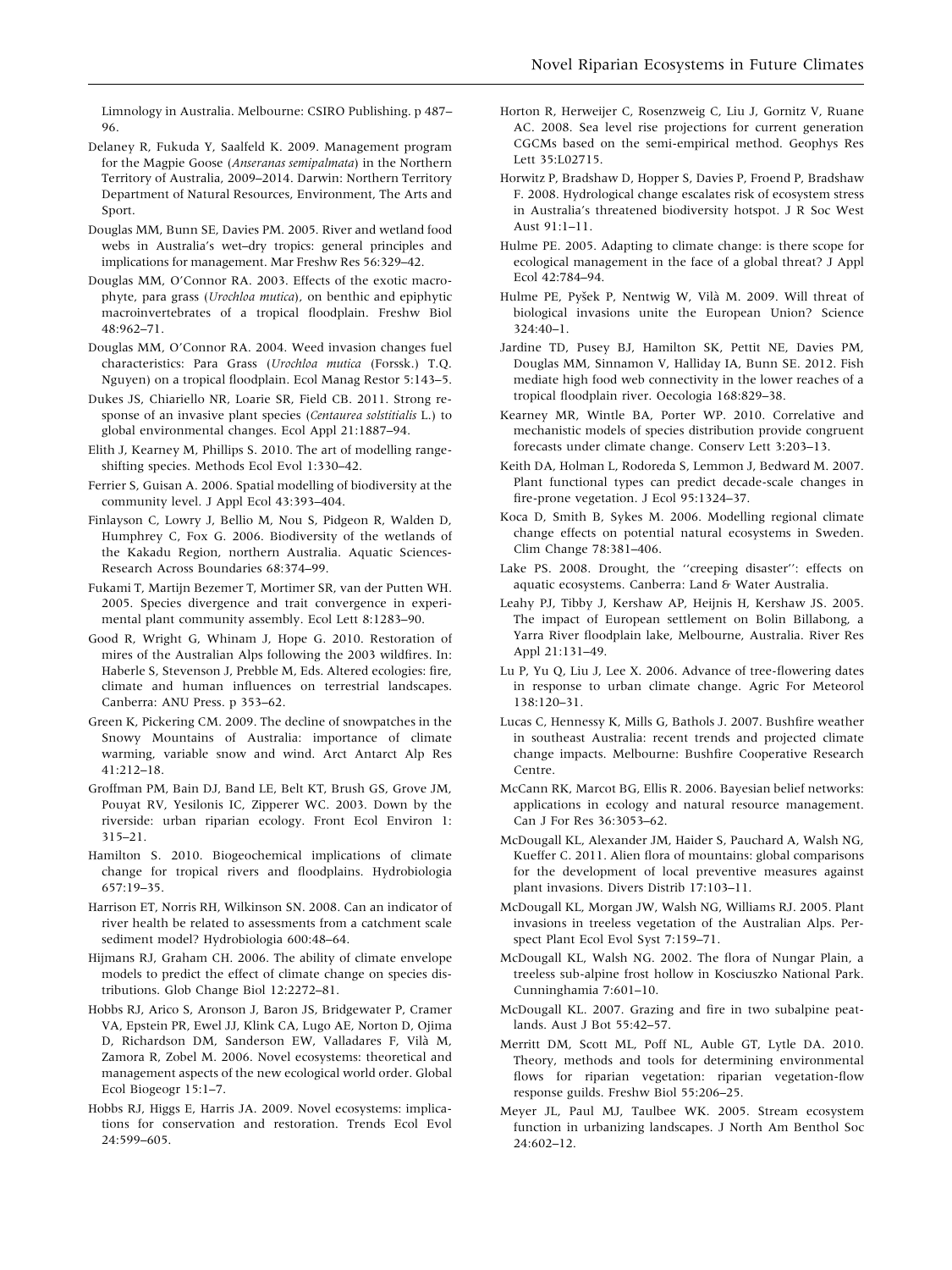Limnology in Australia. Melbourne: CSIRO Publishing. p 487–96.

Delaney R, Fukuda Y, Saalfeld K. 2009. Management program for the Magpie Goose (*Anseranas semipalmata*) in the Northern Territory of Australia, 2009–2014. Darwin: Northern Territory Department of Natural Resources, Environment, The Arts and Sport.

Douglas MM, Bunn SE, Davies PM. 2005. River and wetland food webs in Australia's wet–dry tropics: general principles and implications for management. Mar Freshw Res 56:329–42.

Douglas MM, O'Connor RA. 2003. Effects of the exotic macrophyte, para grass (*Urochloa mutica*), on benthic and epiphytic macroinvertebrates of a tropical floodplain. Freshw Biol 48:962–71.

Douglas MM, O'Connor RA. 2004. Weed invasion changes fuel characteristics: Para Grass (*Urochloa mutica* (Forssk.) T.Q. Nguyen) on a tropical floodplain. Ecol Manag Restor 5:143–5.

Dukes JS, Chiariello NR, Loarie SR, Field CB. 2011. Strong response of an invasive plant species (*Centaurea solstitialis* L.) to global environmental changes. Ecol Appl 21:1887–94.

Elith J, Kearney M, Phillips S. 2010. The art of modelling range-shifting species. Methods Ecol Evol 1:330–42.

Ferrier S, Guisan A. 2006. Spatial modelling of biodiversity at the community level. J Appl Ecol 43:393–404.

Finlayson C, Lowry J, Bellio M, Nou S, Pidgeon R, Walden D, Humphrey C, Fox G. 2006. Biodiversity of the wetlands of the Kakadu Region, northern Australia. Aquatic Sciences-Research Across Boundaries 68:374–99.

Fukami T, Martijn Bezemer T, Mortimer SR, van der Putten WH. 2005. Species divergence and trait convergence in experimental plant community assembly. Ecol Lett 8:1283–90.

Good R, Wright G, Whinam J, Hope G. 2010. Restoration of mires of the Australian Alps following the 2003 wildfires. In: Haberle S, Stevenson J, Prebble M, Eds. Altered ecologies: fire, climate and human influences on terrestrial landscapes. Canberra: ANU Press. p 353–62.

Green K, Pickering CM. 2009. The decline of snowpatches in the Snowy Mountains of Australia: importance of climate warming, variable snow and wind. Arct Antarct Alp Res 41:212–18.

Groffman PM, Bain DJ, Band LE, Belt KT, Brush GS, Grove JM, Pouyat RV, Yesilonis IC, Zipperer WC. 2003. Down by the riverside: urban riparian ecology. Front Ecol Environ 1: 315–21.

Hamilton S. 2010. Biogeochemical implications of climate change for tropical rivers and floodplains. Hydrobiologia 657:19–35.

Harrison ET, Norris RH, Wilkinson SN. 2008. Can an indicator of river health be related to assessments from a catchment scale sediment model? Hydrobiologia 600:48–64.

Hijmans RJ, Graham CH. 2006. The ability of climate envelope models to predict the effect of climate change on species distributions. Glob Change Biol 12:2272–81.

Hobbs RJ, Arico S, Aronson J, Baron JS, Bridgewater P, Cramer VA, Epstein PR, Ewel JJ, Klink CA, Lugo AE, Norton D, Ojima D, Richardson DM, Sanderson EW, Valladares F, Vilà M, Zamora R, Zobel M. 2006. Novel ecosystems: theoretical and management aspects of the new ecological world order. Global Ecol Biogeogr 15:1–7.

Hobbs RJ, Higgs E, Harris JA. 2009. Novel ecosystems: implications for conservation and restoration. Trends Ecol Evol 24:599–605.

Horton R, Herweijer C, Rosenzweig C, Liu J, Gornitz V, Ruane AC. 2008. Sea level rise projections for current generation CGCMs based on the semi-empirical method. Geophys Res Lett 35:L02715.

Horwitz P, Bradshaw D, Hopper S, Davies P, Froend P, Bradshaw F. 2008. Hydrological change escalates risk of ecosystem stress in Australia's threatened biodiversity hotspot. J R Soc West Aust 91:1–11.

Hulme PE. 2005. Adapting to climate change: is there scope for ecological management in the face of a global threat? J Appl Ecol 42:784–94.

Hulme PE, Pyšek P, Nentwig W, Vilà M. 2009. Will threat of biological invasions unite the European Union? Science 324:40–1.

Jardine TD, Pusey BJ, Hamilton SK, Pettit NE, Davies PM, Douglas MM, Sinnamon V, Halliday IA, Bunn SE. 2012. Fish mediate high food web connectivity in the lower reaches of a tropical floodplain river. Oecologia 168:829–38.

Kearney MR, Wintle BA, Porter WP. 2010. Correlative and mechanistic models of species distribution provide congruent forecasts under climate change. Conserv Lett 3:203–13.

Keith DA, Holman L, Rodoreda S, Lemmon J, Bedward M. 2007. Plant functional types can predict decade-scale changes in fire-prone vegetation. J Ecol 95:1324–37.

Koca D, Smith B, Sykes M. 2006. Modelling regional climate change effects on potential natural ecosystems in Sweden. Clim Change 78:381–406.

Lake PS. 2008. Drought, the ''creeping disaster'': effects on aquatic ecosystems. Canberra: Land & Water Australia.

Leahy PJ, Tibby J, Kershaw AP, Heijnis H, Kershaw JS. 2005. The impact of European settlement on Bolin Billabong, a Yarra River floodplain lake, Melbourne, Australia. River Res Appl 21:131–49.

Lu P, Yu Q, Liu J, Lee X. 2006. Advance of tree-flowering dates in response to urban climate change. Agric For Meteorol 138:120–31.

Lucas C, Hennessy K, Mills G, Bathols J. 2007. Bushfire weather in southeast Australia: recent trends and projected climate change impacts. Melbourne: Bushfire Cooperative Research Centre.

McCann RK, Marcot BG, Ellis R. 2006. Bayesian belief networks: applications in ecology and natural resource management. Can J For Res 36:3053–62.

McDougall KL, Alexander JM, Haider S, Pauchard A, Walsh NG, Kueffer C. 2011. Alien flora of mountains: global comparisons for the development of local preventive measures against plant invasions. Divers Distrib 17:103–11.

McDougall KL, Morgan JW, Walsh NG, Williams RJ. 2005. Plant invasions in treeless vegetation of the Australian Alps. Perspect Plant Ecol Evol Syst 7:159–71.

McDougall KL, Walsh NG. 2002. The flora of Nungar Plain, a treeless sub-alpine frost hollow in Kosciuszko National Park. Cunninghamia 7:601–10.

McDougall KL. 2007. Grazing and fire in two subalpine peatlands. Aust J Bot 55:42–57.

Merritt DM, Scott ML, Poff NL, Auble GT, Lytle DA. 2010. Theory, methods and tools for determining environmental flows for riparian vegetation: riparian vegetation-flow response guilds. Freshw Biol 55:206–25.

Meyer JL, Paul MJ, Taulbee WK. 2005. Stream ecosystem function in urbanizing landscapes. J North Am Benthol Soc 24:602–12.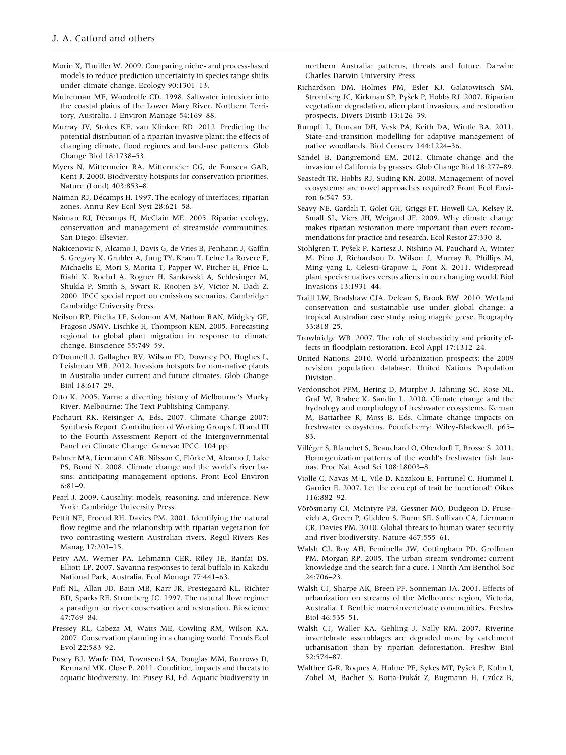Morin X, Thuiller W. 2009. Comparing niche- and process-based models to reduce prediction uncertainty in species range shifts under climate change. Ecology 90:1301–13.

Mulrennan ME, Woodroffe CD. 1998. Saltwater intrusion into the coastal plains of the Lower Mary River, Northern Territory, Australia. J Environ Manage 54:169–88.

Murray JV, Stokes KE, van Klinken RD. 2012. Predicting the potential distribution of a riparian invasive plant: the effects of changing climate, flood regimes and land-use patterns. Glob Change Biol 18:1738–53.

Myers N, Mittermeier RA, Mittermeier CG, de Fonseca GAB, Kent J. 2000. Biodiversity hotspots for conservation priorities. Nature (Lond) 403:853–8.

Naiman RJ, Décamps H. 1997. The ecology of interfaces: riparian zones. Annu Rev Ecol Syst 28:621–58.

Naiman RJ, Décamps H, McClain ME. 2005. Riparia: ecology, conservation and management of streamside communities. San Diego: Elsevier.

Nakicenovic N, Alcamo J, Davis G, de Vries B, Fenhann J, Gaffin S, Gregory K, Grubler A, Jung TY, Kram T, Lebre La Rovere E, Michaelis E, Mori S, Morita T, Papper W, Pitcher H, Price L, Riahi K, Roehrl A, Rogner H, Sankovski A, Schlesinger M, Shukla P, Smith S, Swart R, Rooijen SV, Victor N, Dadi Z. 2000. IPCC special report on emissions scenarios. Cambridge: Cambridge University Press.

Neilson RP, Pitelka LF, Solomon AM, Nathan RAN, Midgley GF, Fragoso JSMV, Lischke H, Thompson KEN. 2005. Forecasting regional to global plant migration in response to climate change. Bioscience 55:749–59.

O'Donnell J, Gallagher RV, Wilson PD, Downey PO, Hughes L, Leishman MR. 2012. Invasion hotspots for non-native plants in Australia under current and future climates. Glob Change Biol 18:617–29.

Otto K. 2005. Yarra: a diverting history of Melbourne's Murky River. Melbourne: The Text Publishing Company.

Pachauri RK, Reisinger A, Eds. 2007. Climate Change 2007: Synthesis Report. Contribution of Working Groups I, II and III to the Fourth Assessment Report of the Intergovernmental Panel on Climate Change. Geneva: IPCC. 104 pp.

Palmer MA, Liermann CAR, Nilsson C, Flörke M, Alcamo J, Lake PS, Bond N. 2008. Climate change and the world's river basins: anticipating management options. Front Ecol Environ 6:81–9.

Pearl J. 2009. Causality: models, reasoning, and inference. New York: Cambridge University Press.

Pettit NE, Froend RH, Davies PM. 2001. Identifying the natural flow regime and the relationship with riparian vegetation for two contrasting western Australian rivers. Regul Rivers Res Manag 17:201–15.

Petty AM, Werner PA, Lehmann CER, Riley JE, Banfai DS, Elliott LP. 2007. Savanna responses to feral buffalo in Kakadu National Park, Australia. Ecol Monogr 77:441–63.

Poff NL, Allan JD, Bain MB, Karr JR, Prestegaard KL, Richter BD, Sparks RE, Stromberg JC. 1997. The natural flow regime: a paradigm for river conservation and restoration. Bioscience 47:769–84.

Pressey RL, Cabeza M, Watts ME, Cowling RM, Wilson KA. 2007. Conservation planning in a changing world. Trends Ecol Evol 22:583–92.

Pusey BJ, Warfe DM, Townsend SA, Douglas MM, Burrows D, Kennard MK, Close P. 2011. Condition, impacts and threats to aquatic biodiversity. In: Pusey BJ, Ed. Aquatic biodiversity in northern Australia: patterns, threats and future. Darwin: Charles Darwin University Press.

Richardson DM, Holmes PM, Esler KJ, Galatowitsch SM, Stromberg JC, Kirkman SP, Pyšek P, Hobbs RJ. 2007. Riparian vegetation: degradation, alien plant invasions, and restoration prospects. Divers Distrib 13:126–39.

Rumpff L, Duncan DH, Vesk PA, Keith DA, Wintle BA. 2011. State-and-transition modelling for adaptive management of native woodlands. Biol Conserv 144:1224–36.

Sandel B, Dangremond EM. 2012. Climate change and the invasion of California by grasses. Glob Change Biol 18:277–89.

Seastedt TR, Hobbs RJ, Suding KN. 2008. Management of novel ecosystems: are novel approaches required? Front Ecol Environ 6:547–53.

Seavy NE, Gardali T, Golet GH, Griggs FT, Howell CA, Kelsey R, Small SL, Viers JH, Weigand JF. 2009. Why climate change makes riparian restoration more important than ever: recommendations for practice and research. Ecol Restor 27:330–8.

Stohlgren T, Pyšek P, Kartesz J, Nishino M, Pauchard A, Winter M, Pino J, Richardson D, Wilson J, Murray B, Phillips M, Ming-yang L, Celesti-Grapow L, Font X. 2011. Widespread plant species: natives versus aliens in our changing world. Biol Invasions 13:1931–44.

Traill LW, Bradshaw CJA, Delean S, Brook BW. 2010. Wetland conservation and sustainable use under global change: a tropical Australian case study using magpie geese. Ecography 33:818–25.

Trowbridge WB. 2007. The role of stochasticity and priority effects in floodplain restoration. Ecol Appl 17:1312–24.

United Nations. 2010. World urbanization prospects: the 2009 revision population database. United Nations Population Division.

Verdonschot PFM, Hering D, Murphy J, Jähning SC, Rose NL, Graf W, Brabec K, Sandin L. 2010. Climate change and the hydrology and morphology of freshwater ecosystems. Kernan M, Battarbee R, Moss B, Eds. Climate change impacts on freshwater ecosystems. Pondicherry: Wiley-Blackwell. p65–83.

Villéger S, Blanchet S, Beauchard O, Oberdorff T, Brosse S. 2011. Homogenization patterns of the world's freshwater fish faunas. Proc Nat Acad Sci 108:18003–8.

Violle C, Navas M-L, Vile D, Kazakou E, Fortunel C, Hummel I, Garnier E. 2007. Let the concept of trait be functional! Oikos 116:882–92.

Vörösmarty CJ, McIntyre PB, Gessner MO, Dudgeon D, Prusevich A, Green P, Glidden S, Bunn SE, Sullivan CA, Liermann CR, Davies PM. 2010. Global threats to human water security and river biodiversity. Nature 467:555–61.

Walsh CJ, Roy AH, Feminella JW, Cottingham PD, Groffman PM, Morgan RP. 2005. The urban stream syndrome: current knowledge and the search for a cure. J North Am Benthol Soc 24:706–23.

Walsh CJ, Sharpe AK, Breen PF, Sonneman JA. 2001. Effects of urbanization on streams of the Melbourne region, Victoria, Australia. I. Benthic macroinvertebrate communities. Freshw Biol 46:535–51.

Walsh CJ, Waller KA, Gehling J, Nally RM. 2007. Riverine invertebrate assemblages are degraded more by catchment urbanisation than by riparian deforestation. Freshw Biol 52:574–87.

Walther G-R, Roques A, Hulme PE, Sykes MT, Pyšek P, Kühn I, Zobel M, Bacher S, Botta-Dukát Z, Bugmann H, Czúcz B,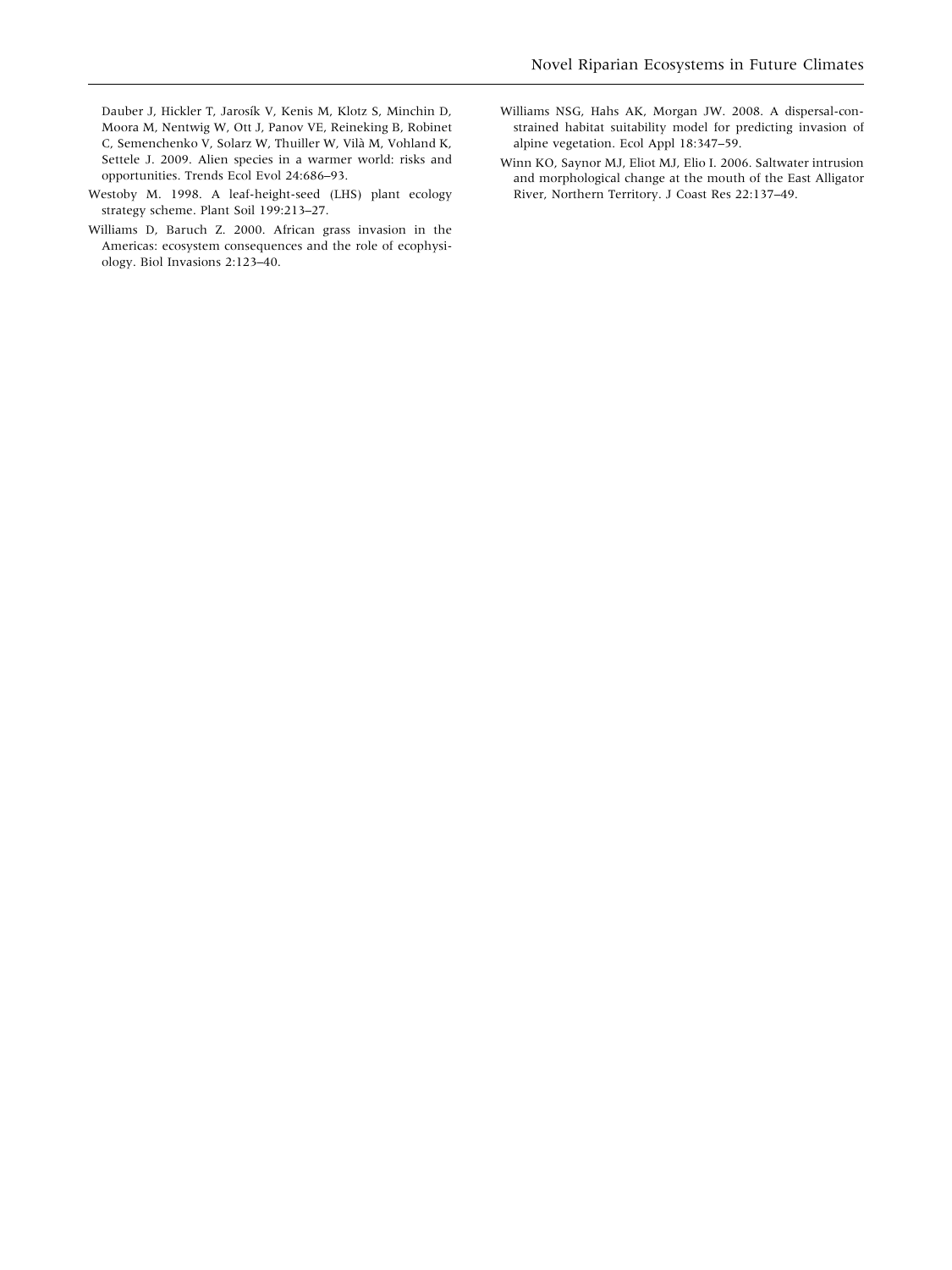Dauber J, Hickler T, Jarosík V, Kenis M, Klotz S, Minchin D, Moora M, Nentwig W, Ott J, Panov VE, Reineking B, Robinet C, Semenchenko V, Solarz W, Thuiller W, Vilà M, Vohland K, Settele J. 2009. Alien species in a warmer world: risks and opportunities. Trends Ecol Evol 24:686–93.

Westoby M. 1998. A leaf-height-seed (LHS) plant ecology strategy scheme. Plant Soil 199:213–27.

Williams D, Baruch Z. 2000. African grass invasion in the Americas: ecosystem consequences and the role of ecophysiology. Biol Invasions 2:123–40.

Williams NSG, Hahs AK, Morgan JW. 2008. A dispersal-constrained habitat suitability model for predicting invasion of alpine vegetation. Ecol Appl 18:347–59.

Winn KO, Saynor MJ, Eliot MJ, Elio I. 2006. Saltwater intrusion and morphological change at the mouth of the East Alligator River, Northern Territory. J Coast Res 22:137–49.